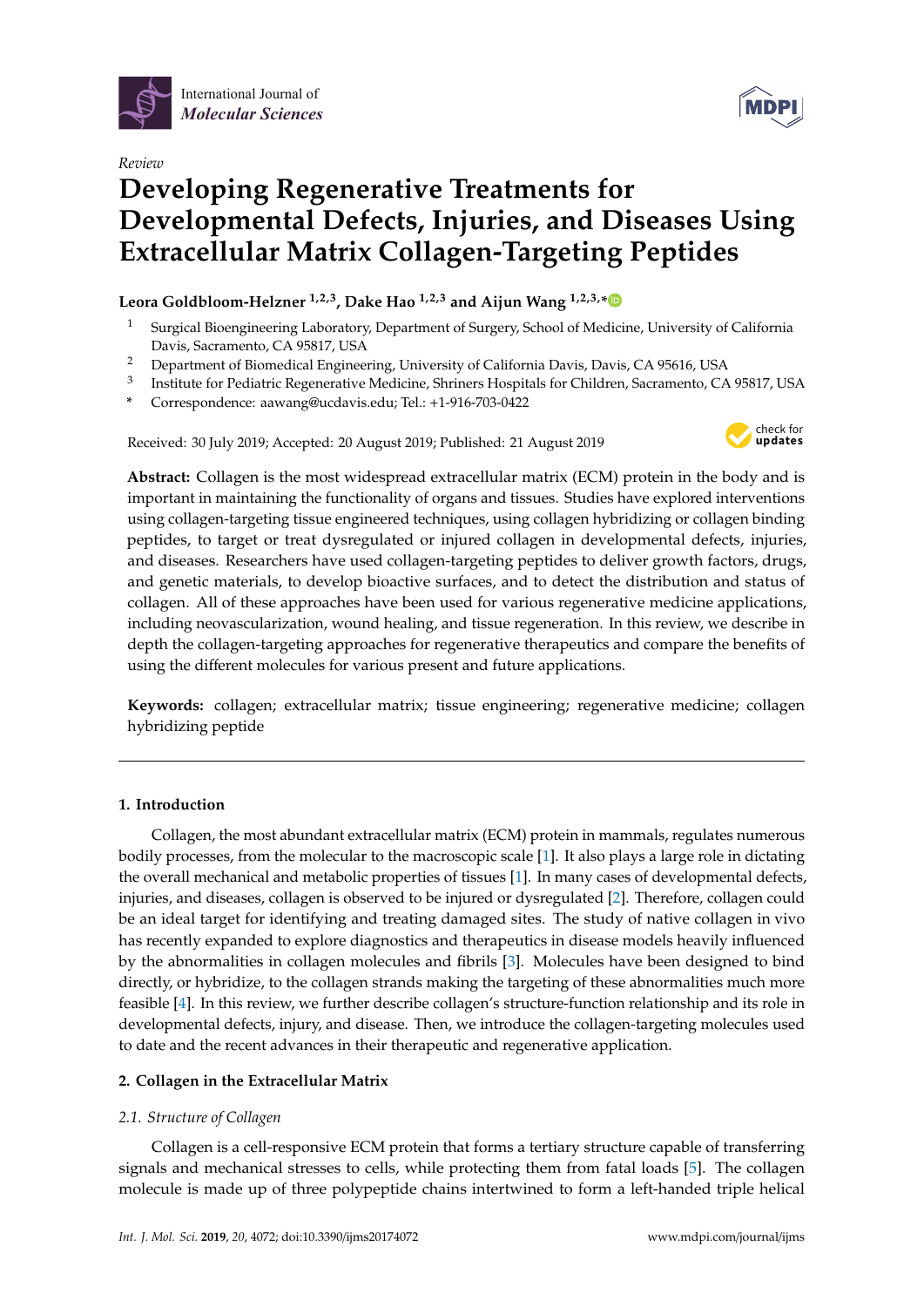International Journal of *Molecular Sciences*

*Review*

# Developing Regenerative Treatments for Developmental Defects, Injuries, and Diseases Using Extracellular Matrix Collagen-Targeting Peptides

**Leora Goldbloom-Helzner [1,2,3], Dake Hao [1,2,3] and Aijun Wang [1,2,3,*]**

[1] Surgical Bioengineering Laboratory, Department of Surgery, School of Medicine, University of California Davis, Sacramento, CA 95817, USA

[2] Department of Biomedical Engineering, University of California Davis, Davis, CA 95616, USA

[3] Institute for Pediatric Regenerative Medicine, Shriners Hospitals for Children, Sacramento, CA 95817, USA

* Correspondence: aawang@ucdavis.edu; Tel.: +1-916-703-0422

Received: 30 July 2019; Accepted: 20 August 2019; Published: 21 August 2019

**Abstract:** Collagen is the most widespread extracellular matrix (ECM) protein in the body and is important in maintaining the functionality of organs and tissues. Studies have explored interventions using collagen-targeting tissue engineered techniques, using collagen hybridizing or collagen binding peptides, to target or treat dysregulated or injured collagen in developmental defects, injuries, and diseases. Researchers have used collagen-targeting peptides to deliver growth factors, drugs, and genetic materials, to develop bioactive surfaces, and to detect the distribution and status of collagen. All of these approaches have been used for various regenerative medicine applications, including neovascularization, wound healing, and tissue regeneration. In this review, we describe in depth the collagen-targeting approaches for regenerative therapeutics and compare the benefits of using the different molecules for various present and future applications.

**Keywords:** collagen; extracellular matrix; tissue engineering; regenerative medicine; collagen hybridizing peptide

## 1. Introduction

Collagen, the most abundant extracellular matrix (ECM) protein in mammals, regulates numerous bodily processes, from the molecular to the macroscopic scale [1]. It also plays a large role in dictating the overall mechanical and metabolic properties of tissues [1]. In many cases of developmental defects, injuries, and diseases, collagen is observed to be injured or dysregulated [2]. Therefore, collagen could be an ideal target for identifying and treating damaged sites. The study of native collagen in vivo has recently expanded to explore diagnostics and therapeutics in disease models heavily influenced by the abnormalities in collagen molecules and fibrils [3]. Molecules have been designed to bind directly, or hybridize, to the collagen strands making the targeting of these abnormalities much more feasible [4]. In this review, we further describe collagen's structure-function relationship and its role in developmental defects, injury, and disease. Then, we introduce the collagen-targeting molecules used to date and the recent advances in their therapeutic and regenerative application.

## 2. Collagen in the Extracellular Matrix

### 2.1. Structure of Collagen

Collagen is a cell-responsive ECM protein that forms a tertiary structure capable of transferring signals and mechanical stresses to cells, while protecting them from fatal loads [5]. The collagen molecule is made up of three polypeptide chains intertwined to form a left-handed triple helical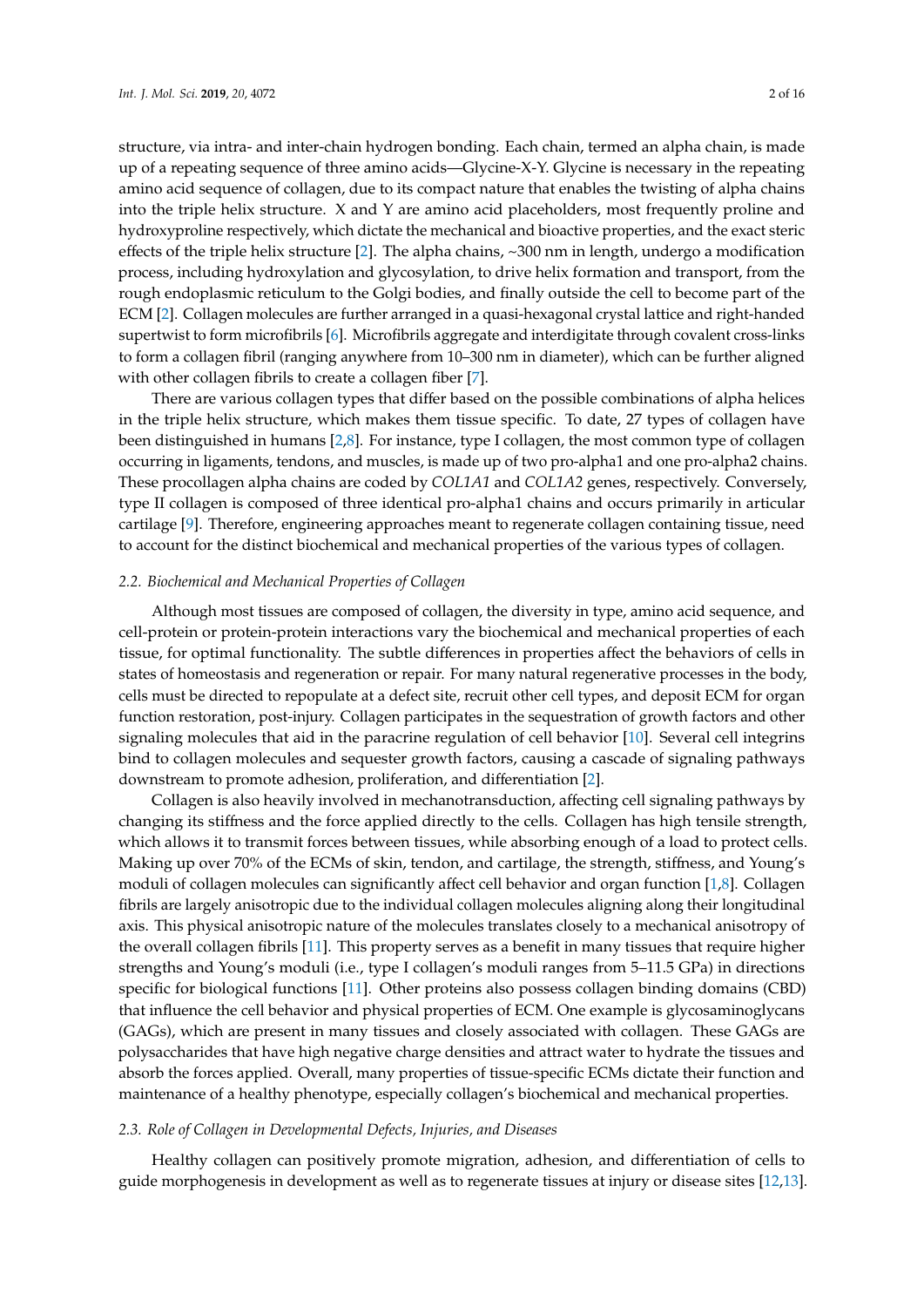structure, via intra- and inter-chain hydrogen bonding. Each chain, termed an alpha chain, is made up of a repeating sequence of three amino acids—Glycine-X-Y. Glycine is necessary in the repeating amino acid sequence of collagen, due to its compact nature that enables the twisting of alpha chains into the triple helix structure. X and Y are amino acid placeholders, most frequently proline and hydroxyproline respectively, which dictate the mechanical and bioactive properties, and the exact steric effects of the triple helix structure [2]. The alpha chains, ~300 nm in length, undergo a modification process, including hydroxylation and glycosylation, to drive helix formation and transport, from the rough endoplasmic reticulum to the Golgi bodies, and finally outside the cell to become part of the ECM [2]. Collagen molecules are further arranged in a quasi-hexagonal crystal lattice and right-handed supertwist to form microfibrils [6]. Microfibrils aggregate and interdigitate through covalent cross-links to form a collagen fibril (ranging anywhere from 10–300 nm in diameter), which can be further aligned with other collagen fibrils to create a collagen fiber [7].

There are various collagen types that differ based on the possible combinations of alpha helices in the triple helix structure, which makes them tissue specific. To date, 27 types of collagen have been distinguished in humans [2,8]. For instance, type I collagen, the most common type of collagen occurring in ligaments, tendons, and muscles, is made up of two pro-alpha1 and one pro-alpha2 chains. These procollagen alpha chains are coded by *COL1A1* and *COL1A2* genes, respectively. Conversely, type II collagen is composed of three identical pro-alpha1 chains and occurs primarily in articular cartilage [9]. Therefore, engineering approaches meant to regenerate collagen containing tissue, need to account for the distinct biochemical and mechanical properties of the various types of collagen.

### *2.2. Biochemical and Mechanical Properties of Collagen*

Although most tissues are composed of collagen, the diversity in type, amino acid sequence, and cell-protein or protein-protein interactions vary the biochemical and mechanical properties of each tissue, for optimal functionality. The subtle differences in properties affect the behaviors of cells in states of homeostasis and regeneration or repair. For many natural regenerative processes in the body, cells must be directed to repopulate at a defect site, recruit other cell types, and deposit ECM for organ function restoration, post-injury. Collagen participates in the sequestration of growth factors and other signaling molecules that aid in the paracrine regulation of cell behavior [10]. Several cell integrins bind to collagen molecules and sequester growth factors, causing a cascade of signaling pathways downstream to promote adhesion, proliferation, and differentiation [2].

Collagen is also heavily involved in mechanotransduction, affecting cell signaling pathways by changing its stiffness and the force applied directly to the cells. Collagen has high tensile strength, which allows it to transmit forces between tissues, while absorbing enough of a load to protect cells. Making up over 70% of the ECMs of skin, tendon, and cartilage, the strength, stiffness, and Young's moduli of collagen molecules can significantly affect cell behavior and organ function [1,8]. Collagen fibrils are largely anisotropic due to the individual collagen molecules aligning along their longitudinal axis. This physical anisotropic nature of the molecules translates closely to a mechanical anisotropy of the overall collagen fibrils [11]. This property serves as a benefit in many tissues that require higher strengths and Young's moduli (i.e., type I collagen's moduli ranges from 5–11.5 GPa) in directions specific for biological functions [11]. Other proteins also possess collagen binding domains (CBD) that influence the cell behavior and physical properties of ECM. One example is glycosaminoglycans (GAGs), which are present in many tissues and closely associated with collagen. These GAGs are polysaccharides that have high negative charge densities and attract water to hydrate the tissues and absorb the forces applied. Overall, many properties of tissue-specific ECMs dictate their function and maintenance of a healthy phenotype, especially collagen's biochemical and mechanical properties.

### *2.3. Role of Collagen in Developmental Defects, Injuries, and Diseases*

Healthy collagen can positively promote migration, adhesion, and differentiation of cells to guide morphogenesis in development as well as to regenerate tissues at injury or disease sites [12,13].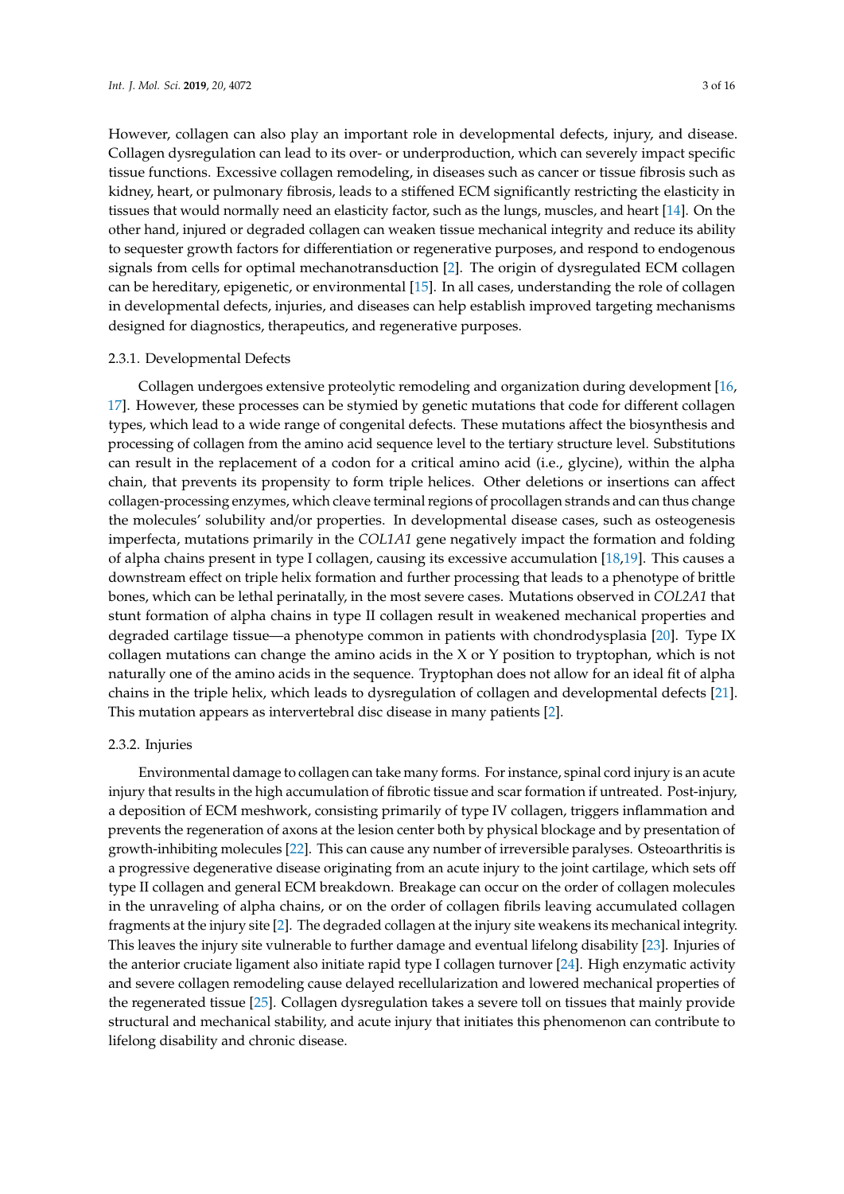However, collagen can also play an important role in developmental defects, injury, and disease. Collagen dysregulation can lead to its over- or underproduction, which can severely impact specific tissue functions. Excessive collagen remodeling, in diseases such as cancer or tissue fibrosis such as kidney, heart, or pulmonary fibrosis, leads to a stiffened ECM significantly restricting the elasticity in tissues that would normally need an elasticity factor, such as the lungs, muscles, and heart [14]. On the other hand, injured or degraded collagen can weaken tissue mechanical integrity and reduce its ability to sequester growth factors for differentiation or regenerative purposes, and respond to endogenous signals from cells for optimal mechanotransduction [2]. The origin of dysregulated ECM collagen can be hereditary, epigenetic, or environmental [15]. In all cases, understanding the role of collagen in developmental defects, injuries, and diseases can help establish improved targeting mechanisms designed for diagnostics, therapeutics, and regenerative purposes.

#### 2.3.1. Developmental Defects

Collagen undergoes extensive proteolytic remodeling and organization during development [16,17]. However, these processes can be stymied by genetic mutations that code for different collagen types, which lead to a wide range of congenital defects. These mutations affect the biosynthesis and processing of collagen from the amino acid sequence level to the tertiary structure level. Substitutions can result in the replacement of a codon for a critical amino acid (i.e., glycine), within the alpha chain, that prevents its propensity to form triple helices. Other deletions or insertions can affect collagen-processing enzymes, which cleave terminal regions of procollagen strands and can thus change the molecules' solubility and/or properties. In developmental disease cases, such as osteogenesis imperfecta, mutations primarily in the *COL1A1* gene negatively impact the formation and folding of alpha chains present in type I collagen, causing its excessive accumulation [18,19]. This causes a downstream effect on triple helix formation and further processing that leads to a phenotype of brittle bones, which can be lethal perinatally, in the most severe cases. Mutations observed in *COL2A1* that stunt formation of alpha chains in type II collagen result in weakened mechanical properties and degraded cartilage tissue—a phenotype common in patients with chondrodysplasia [20]. Type IX collagen mutations can change the amino acids in the X or Y position to tryptophan, which is not naturally one of the amino acids in the sequence. Tryptophan does not allow for an ideal fit of alpha chains in the triple helix, which leads to dysregulation of collagen and developmental defects [21]. This mutation appears as intervertebral disc disease in many patients [2].

#### 2.3.2. Injuries

Environmental damage to collagen can take many forms. For instance, spinal cord injury is an acute injury that results in the high accumulation of fibrotic tissue and scar formation if untreated. Post-injury, a deposition of ECM meshwork, consisting primarily of type IV collagen, triggers inflammation and prevents the regeneration of axons at the lesion center both by physical blockage and by presentation of growth-inhibiting molecules [22]. This can cause any number of irreversible paralyses. Osteoarthritis is a progressive degenerative disease originating from an acute injury to the joint cartilage, which sets off type II collagen and general ECM breakdown. Breakage can occur on the order of collagen molecules in the unraveling of alpha chains, or on the order of collagen fibrils leaving accumulated collagen fragments at the injury site [2]. The degraded collagen at the injury site weakens its mechanical integrity. This leaves the injury site vulnerable to further damage and eventual lifelong disability [23]. Injuries of the anterior cruciate ligament also initiate rapid type I collagen turnover [24]. High enzymatic activity and severe collagen remodeling cause delayed recellularization and lowered mechanical properties of the regenerated tissue [25]. Collagen dysregulation takes a severe toll on tissues that mainly provide structural and mechanical stability, and acute injury that initiates this phenomenon can contribute to lifelong disability and chronic disease.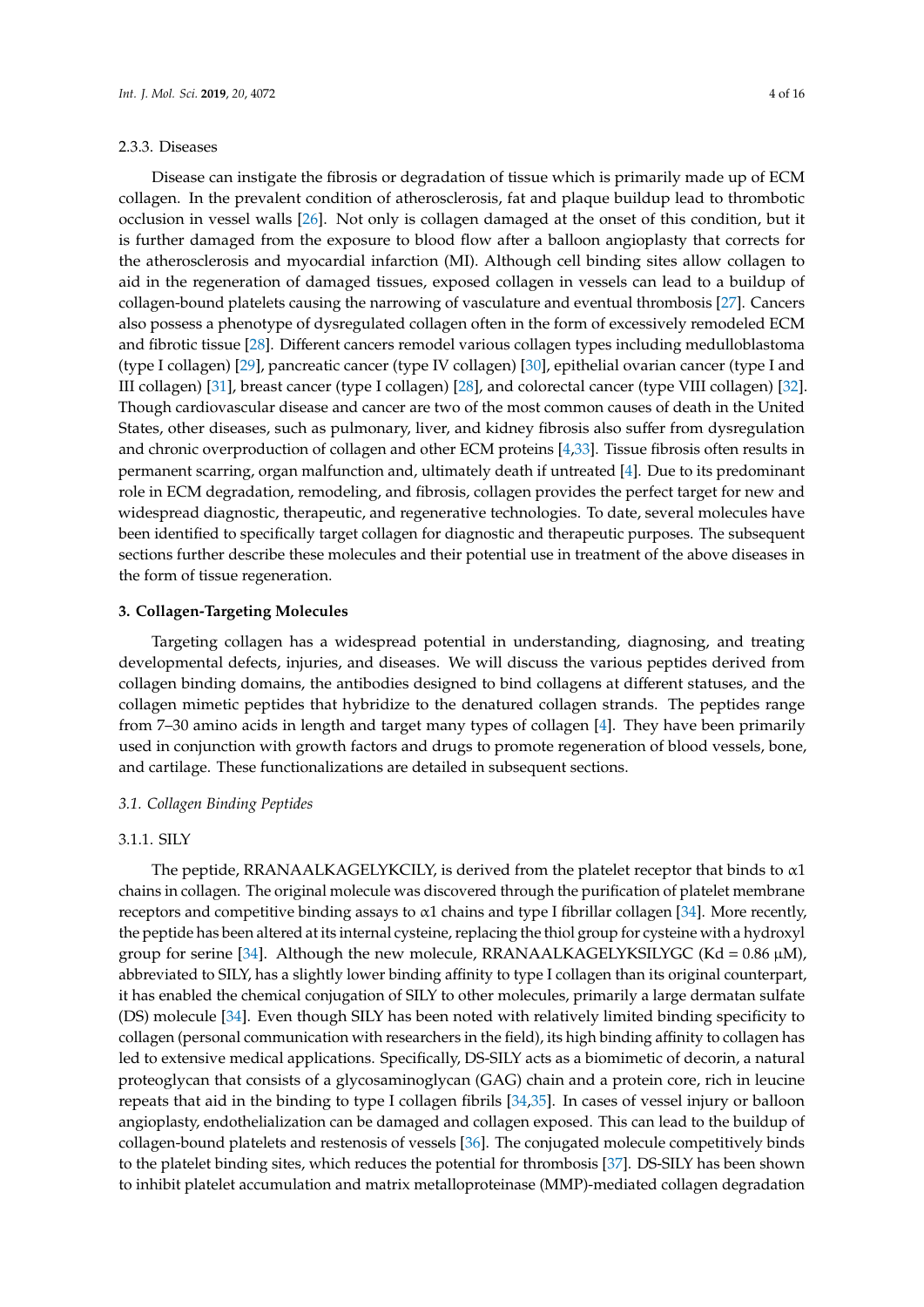#### 2.3.3. Diseases

Disease can instigate the fibrosis or degradation of tissue which is primarily made up of ECM collagen. In the prevalent condition of atherosclerosis, fat and plaque buildup lead to thrombotic occlusion in vessel walls [26]. Not only is collagen damaged at the onset of this condition, but it is further damaged from the exposure to blood flow after a balloon angioplasty that corrects for the atherosclerosis and myocardial infarction (MI). Although cell binding sites allow collagen to aid in the regeneration of damaged tissues, exposed collagen in vessels can lead to a buildup of collagen-bound platelets causing the narrowing of vasculature and eventual thrombosis [27]. Cancers also possess a phenotype of dysregulated collagen often in the form of excessively remodeled ECM and fibrotic tissue [28]. Different cancers remodel various collagen types including medulloblastoma (type I collagen) [29], pancreatic cancer (type IV collagen) [30], epithelial ovarian cancer (type I and III collagen) [31], breast cancer (type I collagen) [28], and colorectal cancer (type VIII collagen) [32]. Though cardiovascular disease and cancer are two of the most common causes of death in the United States, other diseases, such as pulmonary, liver, and kidney fibrosis also suffer from dysregulation and chronic overproduction of collagen and other ECM proteins [4,33]. Tissue fibrosis often results in permanent scarring, organ malfunction and, ultimately death if untreated [4]. Due to its predominant role in ECM degradation, remodeling, and fibrosis, collagen provides the perfect target for new and widespread diagnostic, therapeutic, and regenerative technologies. To date, several molecules have been identified to specifically target collagen for diagnostic and therapeutic purposes. The subsequent sections further describe these molecules and their potential use in treatment of the above diseases in the form of tissue regeneration.

## 3. Collagen-Targeting Molecules

Targeting collagen has a widespread potential in understanding, diagnosing, and treating developmental defects, injuries, and diseases. We will discuss the various peptides derived from collagen binding domains, the antibodies designed to bind collagens at different statuses, and the collagen mimetic peptides that hybridize to the denatured collagen strands. The peptides range from 7–30 amino acids in length and target many types of collagen [4]. They have been primarily used in conjunction with growth factors and drugs to promote regeneration of blood vessels, bone, and cartilage. These functionalizations are detailed in subsequent sections.

### *3.1. Collagen Binding Peptides*

#### 3.1.1. SILY

The peptide, RRANAALKAGELYKCILY, is derived from the platelet receptor that binds to $\alpha1$ chains in collagen. The original molecule was discovered through the purification of platelet membrane receptors and competitive binding assays to $\alpha1$ chains and type I fibrillar collagen [34]. More recently, the peptide has been altered at its internal cysteine, replacing the thiol group for cysteine with a hydroxyl group for serine [34]. Although the new molecule, RRANAALKAGELYKSILYGC (Kd = 0.86 μM), abbreviated to SILY, has a slightly lower binding affinity to type I collagen than its original counterpart, it has enabled the chemical conjugation of SILY to other molecules, primarily a large dermatan sulfate (DS) molecule [34]. Even though SILY has been noted with relatively limited binding specificity to collagen (personal communication with researchers in the field), its high binding affinity to collagen has led to extensive medical applications. Specifically, DS-SILY acts as a biomimetic of decorin, a natural proteoglycan that consists of a glycosaminoglycan (GAG) chain and a protein core, rich in leucine repeats that aid in the binding to type I collagen fibrils [34,35]. In cases of vessel injury or balloon angioplasty, endothelialization can be damaged and collagen exposed. This can lead to the buildup of collagen-bound platelets and restenosis of vessels [36]. The conjugated molecule competitively binds to the platelet binding sites, which reduces the potential for thrombosis [37]. DS-SILY has been shown to inhibit platelet accumulation and matrix metalloproteinase (MMP)-mediated collagen degradation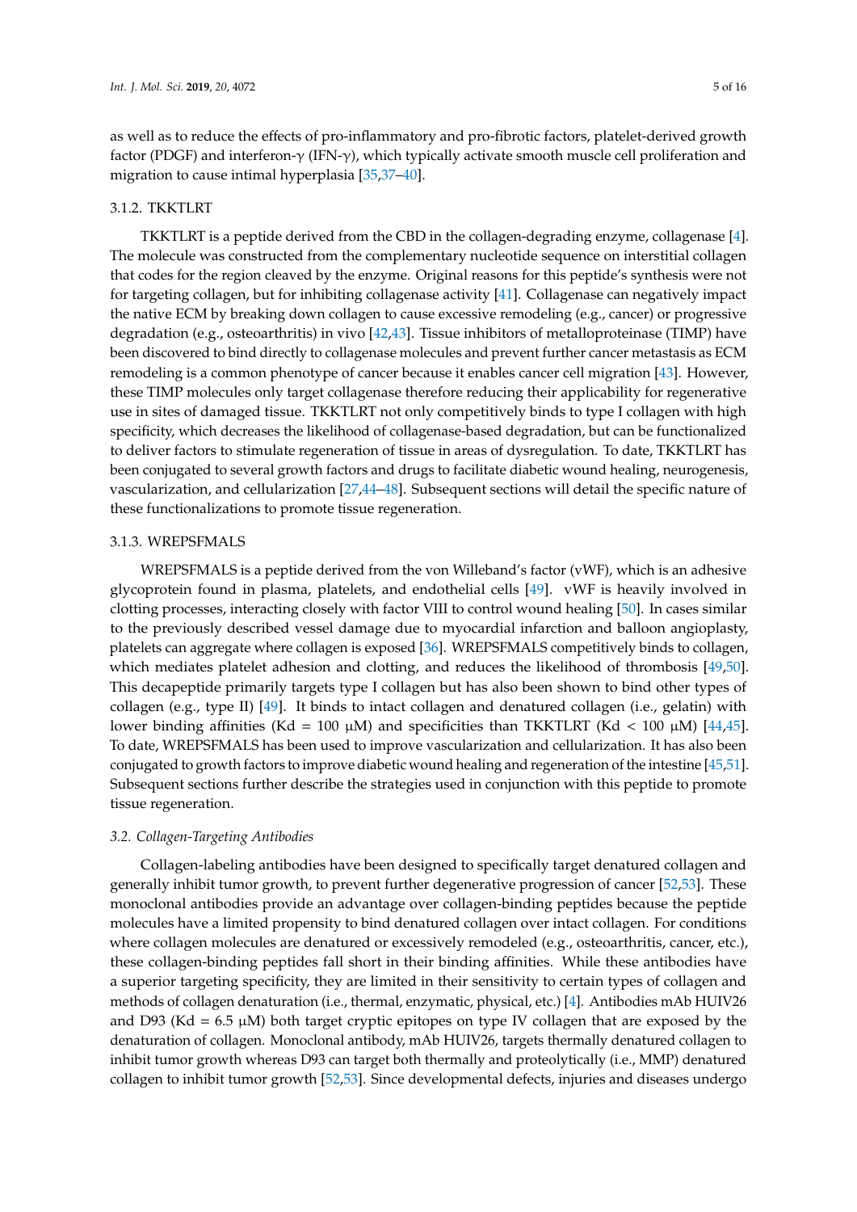as well as to reduce the effects of pro-inflammatory and pro-fibrotic factors, platelet-derived growth factor (PDGF) and interferon-γ (IFN-γ), which typically activate smooth muscle cell proliferation and migration to cause intimal hyperplasia [35,37–40].

#### 3.1.2. TKKTLRT

TKKTLRT is a peptide derived from the CBD in the collagen-degrading enzyme, collagenase [4]. The molecule was constructed from the complementary nucleotide sequence on interstitial collagen that codes for the region cleaved by the enzyme. Original reasons for this peptide's synthesis were not for targeting collagen, but for inhibiting collagenase activity [41]. Collagenase can negatively impact the native ECM by breaking down collagen to cause excessive remodeling (e.g., cancer) or progressive degradation (e.g., osteoarthritis) in vivo [42,43]. Tissue inhibitors of metalloproteinase (TIMP) have been discovered to bind directly to collagenase molecules and prevent further cancer metastasis as ECM remodeling is a common phenotype of cancer because it enables cancer cell migration [43]. However, these TIMP molecules only target collagenase therefore reducing their applicability for regenerative use in sites of damaged tissue. TKKTLRT not only competitively binds to type I collagen with high specificity, which decreases the likelihood of collagenase-based degradation, but can be functionalized to deliver factors to stimulate regeneration of tissue in areas of dysregulation. To date, TKKTLRT has been conjugated to several growth factors and drugs to facilitate diabetic wound healing, neurogenesis, vascularization, and cellularization [27,44–48]. Subsequent sections will detail the specific nature of these functionalizations to promote tissue regeneration.

#### 3.1.3. WREPSFMALS

WREPSFMALS is a peptide derived from the von Willeband's factor (vWF), which is an adhesive glycoprotein found in plasma, platelets, and endothelial cells [49]. vWF is heavily involved in clotting processes, interacting closely with factor VIII to control wound healing [50]. In cases similar to the previously described vessel damage due to myocardial infarction and balloon angioplasty, platelets can aggregate where collagen is exposed [36]. WREPSFMALS competitively binds to collagen, which mediates platelet adhesion and clotting, and reduces the likelihood of thrombosis [49,50]. This decapeptide primarily targets type I collagen but has also been shown to bind other types of collagen (e.g., type II) [49]. It binds to intact collagen and denatured collagen (i.e., gelatin) with lower binding affinities (Kd = 100 μM) and specificities than TKKTLRT (Kd < 100 μM) [44,45]. To date, WREPSFMALS has been used to improve vascularization and cellularization. It has also been conjugated to growth factors to improve diabetic wound healing and regeneration of the intestine [45,51]. Subsequent sections further describe the strategies used in conjunction with this peptide to promote tissue regeneration.

### *3.2. Collagen-Targeting Antibodies*

Collagen-labeling antibodies have been designed to specifically target denatured collagen and generally inhibit tumor growth, to prevent further degenerative progression of cancer [52,53]. These monoclonal antibodies provide an advantage over collagen-binding peptides because the peptide molecules have a limited propensity to bind denatured collagen over intact collagen. For conditions where collagen molecules are denatured or excessively remodeled (e.g., osteoarthritis, cancer, etc.), these collagen-binding peptides fall short in their binding affinities. While these antibodies have a superior targeting specificity, they are limited in their sensitivity to certain types of collagen and methods of collagen denaturation (i.e., thermal, enzymatic, physical, etc.) [4]. Antibodies mAb HUIV26 and D93 (Kd = 6.5 μM) both target cryptic epitopes on type IV collagen that are exposed by the denaturation of collagen. Monoclonal antibody, mAb HUIV26, targets thermally denatured collagen to inhibit tumor growth whereas D93 can target both thermally and proteolytically (i.e., MMP) denatured collagen to inhibit tumor growth [52,53]. Since developmental defects, injuries and diseases undergo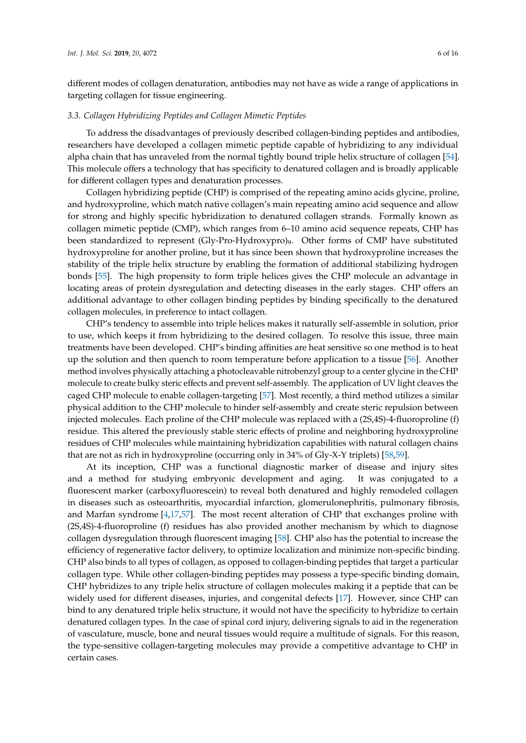different modes of collagen denaturation, antibodies may not have as wide a range of applications in targeting collagen for tissue engineering.

### 3.3. Collagen Hybridizing Peptides and Collagen Mimetic Peptides

To address the disadvantages of previously described collagen-binding peptides and antibodies, researchers have developed a collagen mimetic peptide capable of hybridizing to any individual alpha chain that has unraveled from the normal tightly bound triple helix structure of collagen [54]. This molecule offers a technology that has specificity to denatured collagen and is broadly applicable for different collagen types and denaturation processes.

Collagen hybridizing peptide (CHP) is comprised of the repeating amino acids glycine, proline, and hydroxyproline, which match native collagen's main repeating amino acid sequence and allow for strong and highly specific hybridization to denatured collagen strands. Formally known as collagen mimetic peptide (CMP), which ranges from 6–10 amino acid sequence repeats, CHP has been standardized to represent (Gly-Pro-Hydroxypro)$_9$. Other forms of CMP have substituted hydroxyproline for another proline, but it has since been shown that hydroxyproline increases the stability of the triple helix structure by enabling the formation of additional stabilizing hydrogen bonds [55]. The high propensity to form triple helices gives the CHP molecule an advantage in locating areas of protein dysregulation and detecting diseases in the early stages. CHP offers an additional advantage to other collagen binding peptides by binding specifically to the denatured collagen molecules, in preference to intact collagen.

CHP's tendency to assemble into triple helices makes it naturally self-assemble in solution, prior to use, which keeps it from hybridizing to the desired collagen. To resolve this issue, three main treatments have been developed. CHP's binding affinities are heat sensitive so one method is to heat up the solution and then quench to room temperature before application to a tissue [56]. Another method involves physically attaching a photocleavable nitrobenzyl group to a center glycine in the CHP molecule to create bulky steric effects and prevent self-assembly. The application of UV light cleaves the caged CHP molecule to enable collagen-targeting [57]. Most recently, a third method utilizes a similar physical addition to the CHP molecule to hinder self-assembly and create steric repulsion between injected molecules. Each proline of the CHP molecule was replaced with a (2S,4S)-4-fluoroproline (f) residue. This altered the previously stable steric effects of proline and neighboring hydroxyproline residues of CHP molecules while maintaining hybridization capabilities with natural collagen chains that are not as rich in hydroxyproline (occurring only in 34% of Gly-X-Y triplets) [58,59].

At its inception, CHP was a functional diagnostic marker of disease and injury sites and a method for studying embryonic development and aging. It was conjugated to a fluorescent marker (carboxyfluorescein) to reveal both denatured and highly remodeled collagen in diseases such as osteoarthritis, myocardial infarction, glomerulonephritis, pulmonary fibrosis, and Marfan syndrome [4,17,57]. The most recent alteration of CHP that exchanges proline with (2S,4S)-4-fluoroproline (f) residues has also provided another mechanism by which to diagnose collagen dysregulation through fluorescent imaging [58]. CHP also has the potential to increase the efficiency of regenerative factor delivery, to optimize localization and minimize non-specific binding. CHP also binds to all types of collagen, as opposed to collagen-binding peptides that target a particular collagen type. While other collagen-binding peptides may possess a type-specific binding domain, CHP hybridizes to any triple helix structure of collagen molecules making it a peptide that can be widely used for different diseases, injuries, and congenital defects [17]. However, since CHP can bind to any denatured triple helix structure, it would not have the specificity to hybridize to certain denatured collagen types. In the case of spinal cord injury, delivering signals to aid in the regeneration of vasculature, muscle, bone and neural tissues would require a multitude of signals. For this reason, the type-sensitive collagen-targeting molecules may provide a competitive advantage to CHP in certain cases.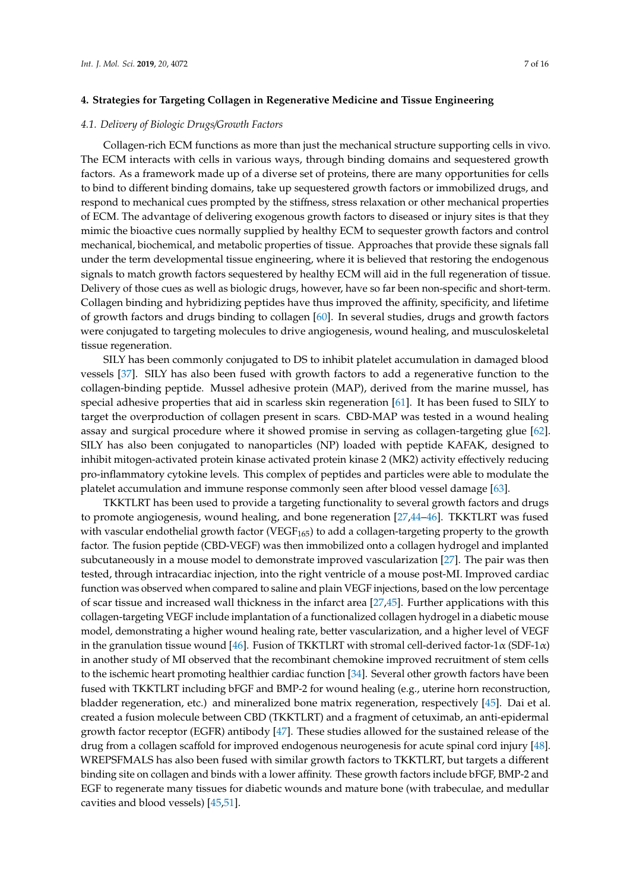## 4. Strategies for Targeting Collagen in Regenerative Medicine and Tissue Engineering

### *4.1. Delivery of Biologic Drugs/Growth Factors*

Collagen-rich ECM functions as more than just the mechanical structure supporting cells in vivo. The ECM interacts with cells in various ways, through binding domains and sequestered growth factors. As a framework made up of a diverse set of proteins, there are many opportunities for cells to bind to different binding domains, take up sequestered growth factors or immobilized drugs, and respond to mechanical cues prompted by the stiffness, stress relaxation or other mechanical properties of ECM. The advantage of delivering exogenous growth factors to diseased or injury sites is that they mimic the bioactive cues normally supplied by healthy ECM to sequester growth factors and control mechanical, biochemical, and metabolic properties of tissue. Approaches that provide these signals fall under the term developmental tissue engineering, where it is believed that restoring the endogenous signals to match growth factors sequestered by healthy ECM will aid in the full regeneration of tissue. Delivery of those cues as well as biologic drugs, however, have so far been non-specific and short-term. Collagen binding and hybridizing peptides have thus improved the affinity, specificity, and lifetime of growth factors and drugs binding to collagen [60]. In several studies, drugs and growth factors were conjugated to targeting molecules to drive angiogenesis, wound healing, and musculoskeletal tissue regeneration.

SILY has been commonly conjugated to DS to inhibit platelet accumulation in damaged blood vessels [37]. SILY has also been fused with growth factors to add a regenerative function to the collagen-binding peptide. Mussel adhesive protein (MAP), derived from the marine mussel, has special adhesive properties that aid in scarless skin regeneration [61]. It has been fused to SILY to target the overproduction of collagen present in scars. CBD-MAP was tested in a wound healing assay and surgical procedure where it showed promise in serving as collagen-targeting glue [62]. SILY has also been conjugated to nanoparticles (NP) loaded with peptide KAFAK, designed to inhibit mitogen-activated protein kinase activated protein kinase 2 (MK2) activity effectively reducing pro-inflammatory cytokine levels. This complex of peptides and particles were able to modulate the platelet accumulation and immune response commonly seen after blood vessel damage [63].

TKKTLRT has been used to provide a targeting functionality to several growth factors and drugs to promote angiogenesis, wound healing, and bone regeneration [27,44–46]. TKKTLRT was fused with vascular endothelial growth factor ($VEGF_{165}$) to add a collagen-targeting property to the growth factor. The fusion peptide (CBD-VEGF) was then immobilized onto a collagen hydrogel and implanted subcutaneously in a mouse model to demonstrate improved vascularization [27]. The pair was then tested, through intracardiac injection, into the right ventricle of a mouse post-MI. Improved cardiac function was observed when compared to saline and plain VEGF injections, based on the low percentage of scar tissue and increased wall thickness in the infarct area [27,45]. Further applications with this collagen-targeting VEGF include implantation of a functionalized collagen hydrogel in a diabetic mouse model, demonstrating a higher wound healing rate, better vascularization, and a higher level of VEGF in the granulation tissue wound [46]. Fusion of TKKTLRT with stromal cell-derived factor-1$\alpha$ (SDF-1$\alpha$) in another study of MI observed that the recombinant chemokine improved recruitment of stem cells to the ischemic heart promoting healthier cardiac function [34]. Several other growth factors have been fused with TKKTLRT including bFGF and BMP-2 for wound healing (e.g., uterine horn reconstruction, bladder regeneration, etc.) and mineralized bone matrix regeneration, respectively [45]. Dai et al. created a fusion molecule between CBD (TKKTLRT) and a fragment of cetuximab, an anti-epidermal growth factor receptor (EGFR) antibody [47]. These studies allowed for the sustained release of the drug from a collagen scaffold for improved endogenous neurogenesis for acute spinal cord injury [48]. WREPSFMALS has also been fused with similar growth factors to TKKTLRT, but targets a different binding site on collagen and binds with a lower affinity. These growth factors include bFGF, BMP-2 and EGF to regenerate many tissues for diabetic wounds and mature bone (with trabeculae, and medullar cavities and blood vessels) [45,51].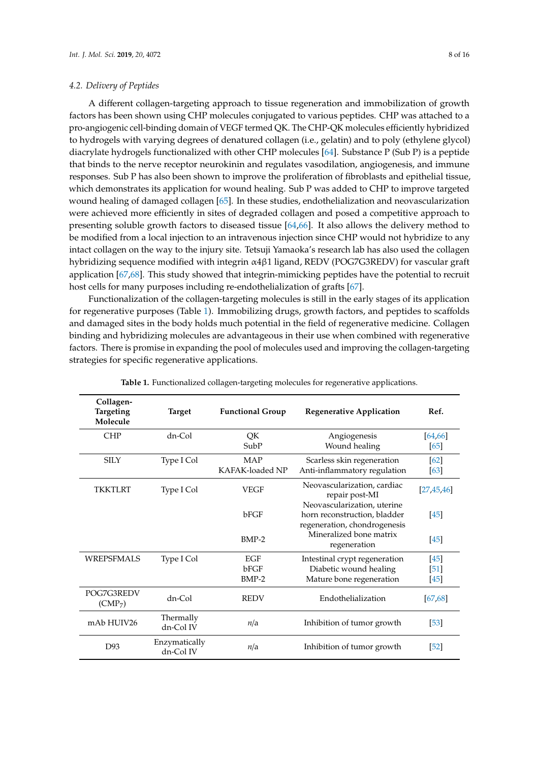### 4.2. Delivery of Peptides

A different collagen-targeting approach to tissue regeneration and immobilization of growth factors has been shown using CHP molecules conjugated to various peptides. CHP was attached to a pro-angiogenic cell-binding domain of VEGF termed QK. The CHP-QK molecules efficiently hybridized to hydrogels with varying degrees of denatured collagen (i.e., gelatin) and to poly (ethylene glycol) diacrylate hydrogels functionalized with other CHP molecules [64]. Substance P (Sub P) is a peptide that binds to the nerve receptor neurokinin and regulates vasodilation, angiogenesis, and immune responses. Sub P has also been shown to improve the proliferation of fibroblasts and epithelial tissue, which demonstrates its application for wound healing. Sub P was added to CHP to improve targeted wound healing of damaged collagen [65]. In these studies, endothelialization and neovascularization were achieved more efficiently in sites of degraded collagen and posed a competitive approach to presenting soluble growth factors to diseased tissue [64,66]. It also allows the delivery method to be modified from a local injection to an intravenous injection since CHP would not hybridize to any intact collagen on the way to the injury site. Tetsuji Yamaoka's research lab has also used the collagen hybridizing sequence modified with integrin α4β1 ligand, REDV (POG7G3REDV) for vascular graft application [67,68]. This study showed that integrin-mimicking peptides have the potential to recruit host cells for many purposes including re-endothelialization of grafts [67].

Functionalization of the collagen-targeting molecules is still in the early stages of its application for regenerative purposes (Table 1). Immobilizing drugs, growth factors, and peptides to scaffolds and damaged sites in the body holds much potential in the field of regenerative medicine. Collagen binding and hybridizing molecules are advantageous in their use when combined with regenerative factors. There is promise in expanding the pool of molecules used and improving the collagen-targeting strategies for specific regenerative applications.

**Table 1.** Functionalized collagen-targeting molecules for regenerative applications.

| Collagen-Targeting Molecule | Target | Functional Group | Regenerative Application | Ref. |
|---|---|---|---|---|
| CHP | dn-Col | QK | Angiogenesis | [64,66] |
| | | SubP | Wound healing | [65] |
| SILY | Type I Col | MAP | Scarless skin regeneration | [62] |
| | | KAFAK-loaded NP | Anti-inflammatory regulation | [63] |
| TKKTLRT | Type I Col | VEGF | Neovascularization, cardiac repair post-MI | [27,45,46] |
| | | bFGF | Neovascularization, uterine horn reconstruction, bladder regeneration, chondrogenesis | [45] |
| | | BMP-2 | Mineralized bone matrix regeneration | [45] |
| WREPSFMALS | Type I Col | EGF | Intestinal crypt regeneration | [45] |
| | | bFGF | Diabetic wound healing | [51] |
| | | BMP-2 | Mature bone regeneration | [45] |
| POG7G3REDV ($CMP_7$) | dn-Col | REDV | Endothelialization | [67,68] |
| mAb HUIV26 | Thermally dn-Col IV | *n*/a | Inhibition of tumor growth | [53] |
| D93 | Enzymatically dn-Col IV | *n*/a | Inhibition of tumor growth | [52] |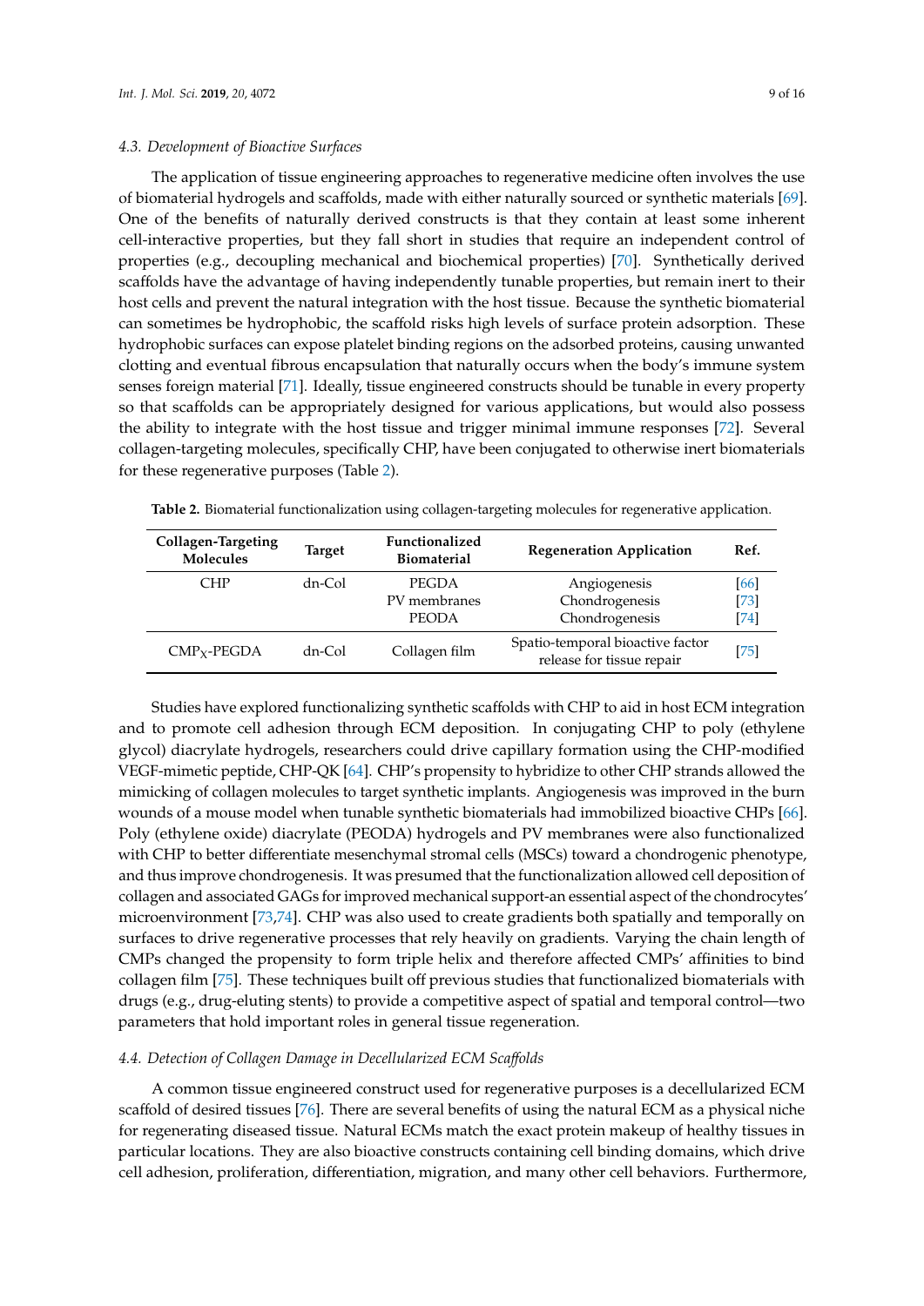### 4.3. Development of Bioactive Surfaces

The application of tissue engineering approaches to regenerative medicine often involves the use of biomaterial hydrogels and scaffolds, made with either naturally sourced or synthetic materials [69]. One of the benefits of naturally derived constructs is that they contain at least some inherent cell-interactive properties, but they fall short in studies that require an independent control of properties (e.g., decoupling mechanical and biochemical properties) [70]. Synthetically derived scaffolds have the advantage of having independently tunable properties, but remain inert to their host cells and prevent the natural integration with the host tissue. Because the synthetic biomaterial can sometimes be hydrophobic, the scaffold risks high levels of surface protein adsorption. These hydrophobic surfaces can expose platelet binding regions on the adsorbed proteins, causing unwanted clotting and eventual fibrous encapsulation that naturally occurs when the body's immune system senses foreign material [71]. Ideally, tissue engineered constructs should be tunable in every property so that scaffolds can be appropriately designed for various applications, but would also possess the ability to integrate with the host tissue and trigger minimal immune responses [72]. Several collagen-targeting molecules, specifically CHP, have been conjugated to otherwise inert biomaterials for these regenerative purposes (Table 2).

**Table 2.** Biomaterial functionalization using collagen-targeting molecules for regenerative application.

| Collagen-Targeting Molecules | Target | Functionalized Biomaterial | Regeneration Application | Ref. |
|---|---|---|---|---|
| CHP | dn-Col | PEGDA<br>PV membranes<br>PEODA | Angiogenesis<br>Chondrogenesis<br>Chondrogenesis | [66]<br>[73]<br>[74] |
| $CMP_X$-PEGDA | dn-Col | Collagen film | Spatio-temporal bioactive factor release for tissue repair | [75] |

Studies have explored functionalizing synthetic scaffolds with CHP to aid in host ECM integration and to promote cell adhesion through ECM deposition. In conjugating CHP to poly (ethylene glycol) diacrylate hydrogels, researchers could drive capillary formation using the CHP-modified VEGF-mimetic peptide, CHP-QK [64]. CHP's propensity to hybridize to other CHP strands allowed the mimicking of collagen molecules to target synthetic implants. Angiogenesis was improved in the burn wounds of a mouse model when tunable synthetic biomaterials had immobilized bioactive CHPs [66]. Poly (ethylene oxide) diacrylate (PEODA) hydrogels and PV membranes were also functionalized with CHP to better differentiate mesenchymal stromal cells (MSCs) toward a chondrogenic phenotype, and thus improve chondrogenesis. It was presumed that the functionalization allowed cell deposition of collagen and associated GAGs for improved mechanical support-an essential aspect of the chondrocytes' microenvironment [73,74]. CHP was also used to create gradients both spatially and temporally on surfaces to drive regenerative processes that rely heavily on gradients. Varying the chain length of CMPs changed the propensity to form triple helix and therefore affected CMPs' affinities to bind collagen film [75]. These techniques built off previous studies that functionalized biomaterials with drugs (e.g., drug-eluting stents) to provide a competitive aspect of spatial and temporal control—two parameters that hold important roles in general tissue regeneration.

### 4.4. Detection of Collagen Damage in Decellularized ECM Scaffolds

A common tissue engineered construct used for regenerative purposes is a decellularized ECM scaffold of desired tissues [76]. There are several benefits of using the natural ECM as a physical niche for regenerating diseased tissue. Natural ECMs match the exact protein makeup of healthy tissues in particular locations. They are also bioactive constructs containing cell binding domains, which drive cell adhesion, proliferation, differentiation, migration, and many other cell behaviors. Furthermore,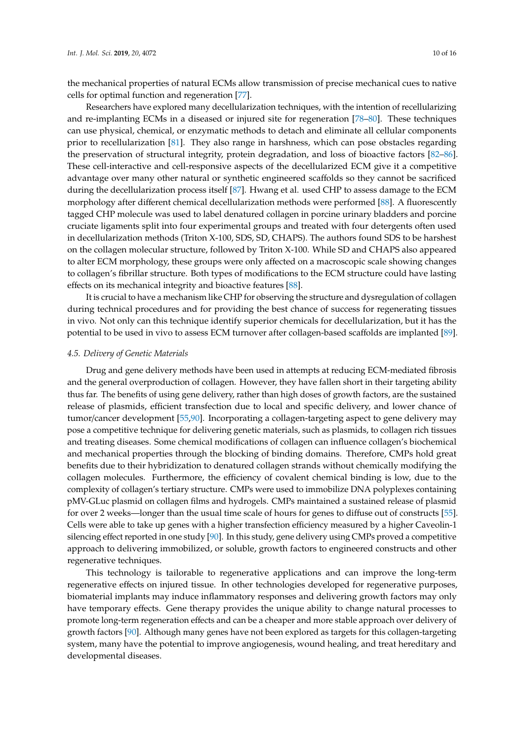the mechanical properties of natural ECMs allow transmission of precise mechanical cues to native cells for optimal function and regeneration [77].

Researchers have explored many decellularization techniques, with the intention of recellularizing and re-implanting ECMs in a diseased or injured site for regeneration [78–80]. These techniques can use physical, chemical, or enzymatic methods to detach and eliminate all cellular components prior to recellularization [81]. They also range in harshness, which can pose obstacles regarding the preservation of structural integrity, protein degradation, and loss of bioactive factors [82–86]. These cell-interactive and cell-responsive aspects of the decellularized ECM give it a competitive advantage over many other natural or synthetic engineered scaffolds so they cannot be sacrificed during the decellularization process itself [87]. Hwang et al. used CHP to assess damage to the ECM morphology after different chemical decellularization methods were performed [88]. A fluorescently tagged CHP molecule was used to label denatured collagen in porcine urinary bladders and porcine cruciate ligaments split into four experimental groups and treated with four detergents often used in decellularization methods (Triton X-100, SDS, SD, CHAPS). The authors found SDS to be harshest on the collagen molecular structure, followed by Triton X-100. While SD and CHAPS also appeared to alter ECM morphology, these groups were only affected on a macroscopic scale showing changes to collagen's fibrillar structure. Both types of modifications to the ECM structure could have lasting effects on its mechanical integrity and bioactive features [88].

It is crucial to have a mechanism like CHP for observing the structure and dysregulation of collagen during technical procedures and for providing the best chance of success for regenerating tissues in vivo. Not only can this technique identify superior chemicals for decellularization, but it has the potential to be used in vivo to assess ECM turnover after collagen-based scaffolds are implanted [89].

### *4.5. Delivery of Genetic Materials*

Drug and gene delivery methods have been used in attempts at reducing ECM-mediated fibrosis and the general overproduction of collagen. However, they have fallen short in their targeting ability thus far. The benefits of using gene delivery, rather than high doses of growth factors, are the sustained release of plasmids, efficient transfection due to local and specific delivery, and lower chance of tumor/cancer development [55,90]. Incorporating a collagen-targeting aspect to gene delivery may pose a competitive technique for delivering genetic materials, such as plasmids, to collagen rich tissues and treating diseases. Some chemical modifications of collagen can influence collagen's biochemical and mechanical properties through the blocking of binding domains. Therefore, CMPs hold great benefits due to their hybridization to denatured collagen strands without chemically modifying the collagen molecules. Furthermore, the efficiency of covalent chemical binding is low, due to the complexity of collagen's tertiary structure. CMPs were used to immobilize DNA polyplexes containing pMV-GLuc plasmid on collagen films and hydrogels. CMPs maintained a sustained release of plasmid for over 2 weeks—longer than the usual time scale of hours for genes to diffuse out of constructs [55]. Cells were able to take up genes with a higher transfection efficiency measured by a higher Caveolin-1 silencing effect reported in one study [90]. In this study, gene delivery using CMPs proved a competitive approach to delivering immobilized, or soluble, growth factors to engineered constructs and other regenerative techniques.

This technology is tailorable to regenerative applications and can improve the long-term regenerative effects on injured tissue. In other technologies developed for regenerative purposes, biomaterial implants may induce inflammatory responses and delivering growth factors may only have temporary effects. Gene therapy provides the unique ability to change natural processes to promote long-term regeneration effects and can be a cheaper and more stable approach over delivery of growth factors [90]. Although many genes have not been explored as targets for this collagen-targeting system, many have the potential to improve angiogenesis, wound healing, and treat hereditary and developmental diseases.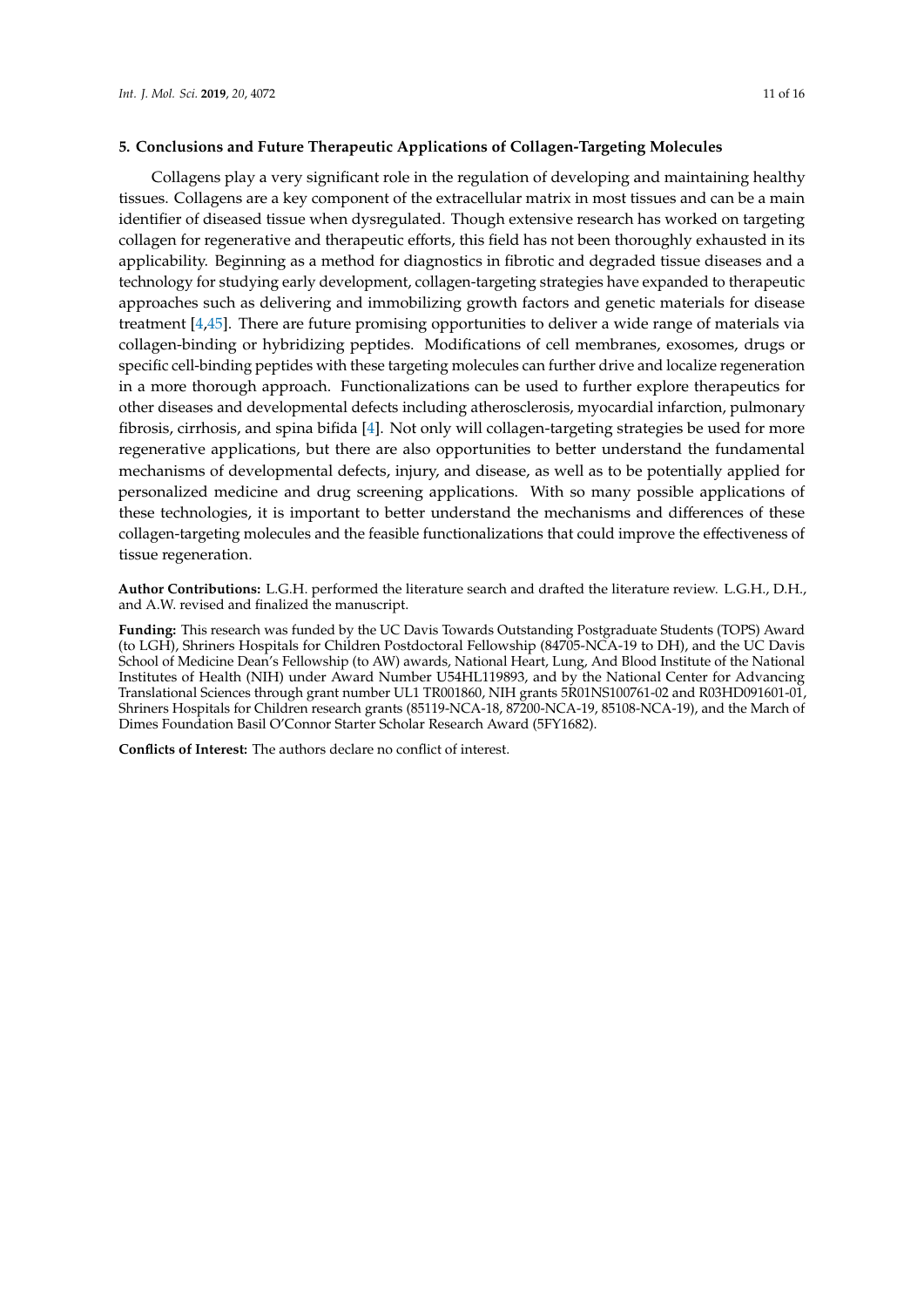## 5. Conclusions and Future Therapeutic Applications of Collagen-Targeting Molecules

Collagens play a very significant role in the regulation of developing and maintaining healthy tissues. Collagens are a key component of the extracellular matrix in most tissues and can be a main identifier of diseased tissue when dysregulated. Though extensive research has worked on targeting collagen for regenerative and therapeutic efforts, this field has not been thoroughly exhausted in its applicability. Beginning as a method for diagnostics in fibrotic and degraded tissue diseases and a technology for studying early development, collagen-targeting strategies have expanded to therapeutic approaches such as delivering and immobilizing growth factors and genetic materials for disease treatment [4,45]. There are future promising opportunities to deliver a wide range of materials via collagen-binding or hybridizing peptides. Modifications of cell membranes, exosomes, drugs or specific cell-binding peptides with these targeting molecules can further drive and localize regeneration in a more thorough approach. Functionalizations can be used to further explore therapeutics for other diseases and developmental defects including atherosclerosis, myocardial infarction, pulmonary fibrosis, cirrhosis, and spina bifida [4]. Not only will collagen-targeting strategies be used for more regenerative applications, but there are also opportunities to better understand the fundamental mechanisms of developmental defects, injury, and disease, as well as to be potentially applied for personalized medicine and drug screening applications. With so many possible applications of these technologies, it is important to better understand the mechanisms and differences of these collagen-targeting molecules and the feasible functionalizations that could improve the effectiveness of tissue regeneration.

**Author Contributions:** L.G.H. performed the literature search and drafted the literature review. L.G.H., D.H., and A.W. revised and finalized the manuscript.

**Funding:** This research was funded by the UC Davis Towards Outstanding Postgraduate Students (TOPS) Award (to LGH), Shriners Hospitals for Children Postdoctoral Fellowship (84705-NCA-19 to DH), and the UC Davis School of Medicine Dean's Fellowship (to AW) awards, National Heart, Lung, And Blood Institute of the National Institutes of Health (NIH) under Award Number U54HL119893, and by the National Center for Advancing Translational Sciences through grant number UL1 TR001860, NIH grants 5R01NS100761-02 and R03HD091601-01, Shriners Hospitals for Children research grants (85119-NCA-18, 87200-NCA-19, 85108-NCA-19), and the March of Dimes Foundation Basil O'Connor Starter Scholar Research Award (5FY1682).

**Conflicts of Interest:** The authors declare no conflict of interest.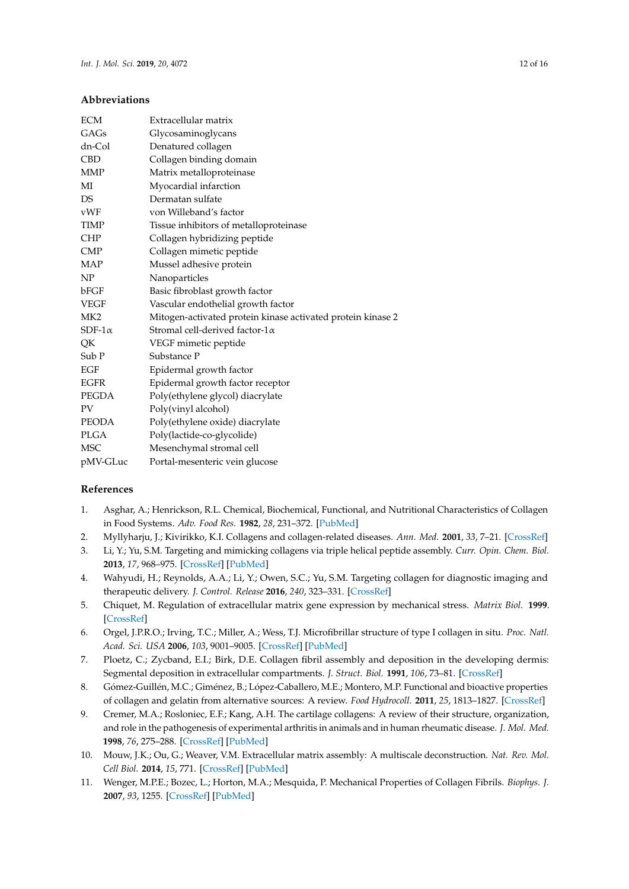## Abbreviations

| | |
|---|---|
| ECM | Extracellular matrix |
| GAGs | Glycosaminoglycans |
| dn-Col | Denatured collagen |
| CBD | Collagen binding domain |
| MMP | Matrix metalloproteinase |
| MI | Myocardial infarction |
| DS | Dermatan sulfate |
| vWF | von Willeband's factor |
| TIMP | Tissue inhibitors of metalloproteinase |
| CHP | Collagen hybridizing peptide |
| CMP | Collagen mimetic peptide |
| MAP | Mussel adhesive protein |
| NP | Nanoparticles |
| bFGF | Basic fibroblast growth factor |
| VEGF | Vascular endothelial growth factor |
| MK2 | Mitogen-activated protein kinase activated protein kinase 2 |
| SDF-1α | Stromal cell-derived factor-1α |
| QK | VEGF mimetic peptide |
| Sub P | Substance P |
| EGF | Epidermal growth factor |
| EGFR | Epidermal growth factor receptor |
| PEGDA | Poly(ethylene glycol) diacrylate |
| PV | Poly(vinyl alcohol) |
| PEODA | Poly(ethylene oxide) diacrylate |
| PLGA | Poly(lactide-co-glycolide) |
| MSC | Mesenchymal stromal cell |
| pMV-GLuc | Portal-mesenteric vein glucose |

## References

1. Asghar, A.; Henrickson, R.L. Chemical, Biochemical, Functional, and Nutritional Characteristics of Collagen in Food Systems. *Adv. Food Res.* **1982**, *28*, 231–372. [PubMed]
2. Myllyharju, J.; Kivirikko, K.I. Collagens and collagen-related diseases. *Ann. Med.* **2001**, *33*, 7–21. [CrossRef]
3. Li, Y.; Yu, S.M. Targeting and mimicking collagens via triple helical peptide assembly. *Curr. Opin. Chem. Biol.* **2013**, *17*, 968–975. [CrossRef] [PubMed]
4. Wahyudi, H.; Reynolds, A.A.; Li, Y.; Owen, S.C.; Yu, S.M. Targeting collagen for diagnostic imaging and therapeutic delivery. *J. Control. Release* **2016**, *240*, 323–331. [CrossRef]
5. Chiquet, M. Regulation of extracellular matrix gene expression by mechanical stress. *Matrix Biol.* **1999**. [CrossRef]
6. Orgel, J.P.R.O.; Irving, T.C.; Miller, A.; Wess, T.J. Microfibrillar structure of type I collagen in situ. *Proc. Natl. Acad. Sci. USA* **2006**, *103*, 9001–9005. [CrossRef] [PubMed]
7. Ploetz, C.; Zycband, E.I.; Birk, D.E. Collagen fibril assembly and deposition in the developing dermis: Segmental deposition in extracellular compartments. *J. Struct. Biol.* **1991**, *106*, 73–81. [CrossRef]
8. Gómez-Guillén, M.C.; Giménez, B.; López-Caballero, M.E.; Montero, M.P. Functional and bioactive properties of collagen and gelatin from alternative sources: A review. *Food Hydrocoll.* **2011**, *25*, 1813–1827. [CrossRef]
9. Cremer, M.A.; Rosloniec, E.F.; Kang, A.H. The cartilage collagens: A review of their structure, organization, and role in the pathogenesis of experimental arthritis in animals and in human rheumatic disease. *J. Mol. Med.* **1998**, *76*, 275–288. [CrossRef] [PubMed]
10. Mouw, J.K.; Ou, G.; Weaver, V.M. Extracellular matrix assembly: A multiscale deconstruction. *Nat. Rev. Mol. Cell Biol.* **2014**, *15*, 771. [CrossRef] [PubMed]
11. Wenger, M.P.E.; Bozec, L.; Horton, M.A.; Mesquida, P. Mechanical Properties of Collagen Fibrils. *Biophys. J.* **2007**, *93*, 1255. [CrossRef] [PubMed]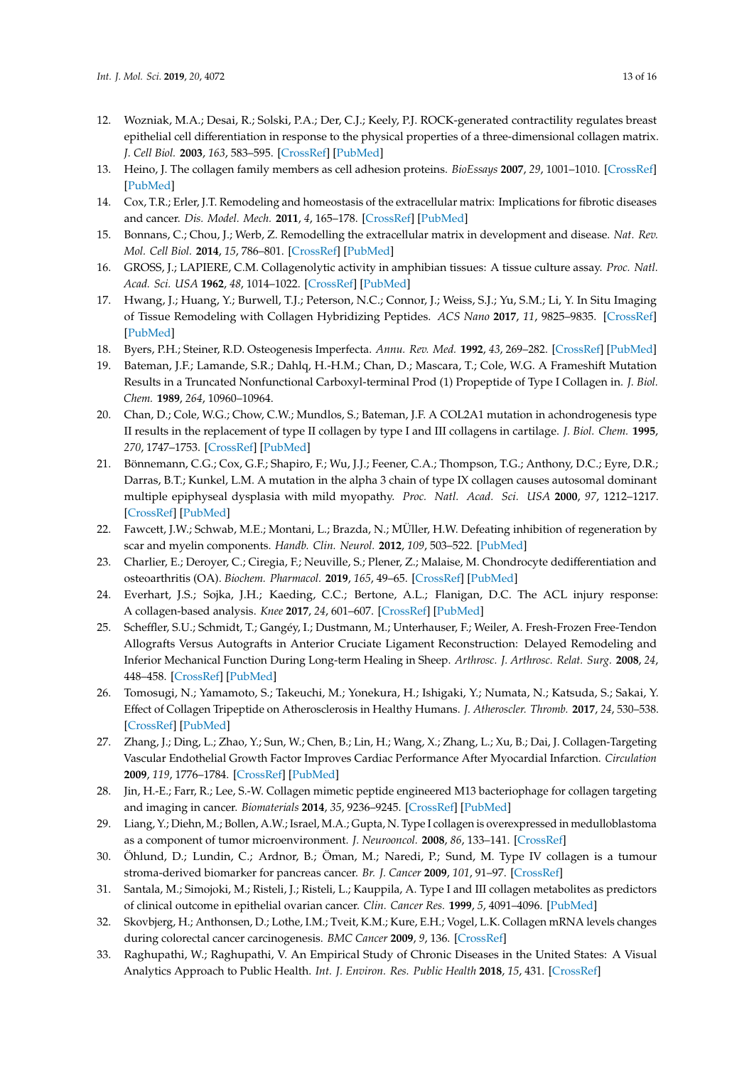12. Wozniak, M.A.; Desai, R.; Solski, P.A.; Der, C.J.; Keely, P.J. ROCK-generated contractility regulates breast epithelial cell differentiation in response to the physical properties of a three-dimensional collagen matrix. *J. Cell Biol.* **2003**, *163*, 583–595. [CrossRef] [PubMed]
13. Heino, J. The collagen family members as cell adhesion proteins. *BioEssays* **2007**, *29*, 1001–1010. [CrossRef] [PubMed]
14. Cox, T.R.; Erler, J.T. Remodeling and homeostasis of the extracellular matrix: Implications for fibrotic diseases and cancer. *Dis. Model. Mech.* **2011**, *4*, 165–178. [CrossRef] [PubMed]
15. Bonnans, C.; Chou, J.; Werb, Z. Remodelling the extracellular matrix in development and disease. *Nat. Rev. Mol. Cell Biol.* **2014**, *15*, 786–801. [CrossRef] [PubMed]
16. GROSS, J.; LAPIERE, C.M. Collagenolytic activity in amphibian tissues: A tissue culture assay. *Proc. Natl. Acad. Sci. USA* **1962**, *48*, 1014–1022. [CrossRef] [PubMed]
17. Hwang, J.; Huang, Y.; Burwell, T.J.; Peterson, N.C.; Connor, J.; Weiss, S.J.; Yu, S.M.; Li, Y. In Situ Imaging of Tissue Remodeling with Collagen Hybridizing Peptides. *ACS Nano* **2017**, *11*, 9825–9835. [CrossRef] [PubMed]
18. Byers, P.H.; Steiner, R.D. Osteogenesis Imperfecta. *Annu. Rev. Med.* **1992**, *43*, 269–282. [CrossRef] [PubMed]
19. Bateman, J.F.; Lamande, S.R.; Dahlq, H.-H.M.; Chan, D.; Mascara, T.; Cole, W.G. A Frameshift Mutation Results in a Truncated Nonfunctional Carboxyl-terminal Prod (1) Propeptide of Type I Collagen in. *J. Biol. Chem.* **1989**, *264*, 10960–10964.
20. Chan, D.; Cole, W.G.; Chow, C.W.; Mundlos, S.; Bateman, J.F. A COL2A1 mutation in achondrogenesis type II results in the replacement of type II collagen by type I and III collagens in cartilage. *J. Biol. Chem.* **1995**, *270*, 1747–1753. [CrossRef] [PubMed]
21. Bönnemann, C.G.; Cox, G.F.; Shapiro, F.; Wu, J.J.; Feener, C.A.; Thompson, T.G.; Anthony, D.C.; Eyre, D.R.; Darras, B.T.; Kunkel, L.M. A mutation in the alpha 3 chain of type IX collagen causes autosomal dominant multiple epiphyseal dysplasia with mild myopathy. *Proc. Natl. Acad. Sci. USA* **2000**, *97*, 1212–1217. [CrossRef] [PubMed]
22. Fawcett, J.W.; Schwab, M.E.; Montani, L.; Brazda, N.; MÜller, H.W. Defeating inhibition of regeneration by scar and myelin components. *Handb. Clin. Neurol.* **2012**, *109*, 503–522. [PubMed]
23. Charlier, E.; Deroyer, C.; Ciregia, F.; Neuville, S.; Plener, Z.; Malaise, M. Chondrocyte dedifferentiation and osteoarthritis (OA). *Biochem. Pharmacol.* **2019**, *165*, 49–65. [CrossRef] [PubMed]
24. Everhart, J.S.; Sojka, J.H.; Kaeding, C.C.; Bertone, A.L.; Flanigan, D.C. The ACL injury response: A collagen-based analysis. *Knee* **2017**, *24*, 601–607. [CrossRef] [PubMed]
25. Scheffler, S.U.; Schmidt, T.; Gangéy, I.; Dustmann, M.; Unterhauser, F.; Weiler, A. Fresh-Frozen Free-Tendon Allografts Versus Autografts in Anterior Cruciate Ligament Reconstruction: Delayed Remodeling and Inferior Mechanical Function During Long-term Healing in Sheep. *Arthrosc. J. Arthrosc. Relat. Surg.* **2008**, *24*, 448–458. [CrossRef] [PubMed]
26. Tomosugi, N.; Yamamoto, S.; Takeuchi, M.; Yonekura, H.; Ishigaki, Y.; Numata, N.; Katsuda, S.; Sakai, Y. Effect of Collagen Tripeptide on Atherosclerosis in Healthy Humans. *J. Atheroscler. Thromb.* **2017**, *24*, 530–538. [CrossRef] [PubMed]
27. Zhang, J.; Ding, L.; Zhao, Y.; Sun, W.; Chen, B.; Lin, H.; Wang, X.; Zhang, L.; Xu, B.; Dai, J. Collagen-Targeting Vascular Endothelial Growth Factor Improves Cardiac Performance After Myocardial Infarction. *Circulation* **2009**, *119*, 1776–1784. [CrossRef] [PubMed]
28. Jin, H.-E.; Farr, R.; Lee, S.-W. Collagen mimetic peptide engineered M13 bacteriophage for collagen targeting and imaging in cancer. *Biomaterials* **2014**, *35*, 9236–9245. [CrossRef] [PubMed]
29. Liang, Y.; Diehn, M.; Bollen, A.W.; Israel, M.A.; Gupta, N. Type I collagen is overexpressed in medulloblastoma as a component of tumor microenvironment. *J. Neurooncol.* **2008**, *86*, 133–141. [CrossRef]
30. Öhlund, D.; Lundin, C.; Ardnor, B.; Öman, M.; Naredi, P.; Sund, M. Type IV collagen is a tumour stroma-derived biomarker for pancreas cancer. *Br. J. Cancer* **2009**, *101*, 91–97. [CrossRef]
31. Santala, M.; Simojoki, M.; Risteli, J.; Risteli, L.; Kauppila, A. Type I and III collagen metabolites as predictors of clinical outcome in epithelial ovarian cancer. *Clin. Cancer Res.* **1999**, *5*, 4091–4096. [PubMed]
32. Skovbjerg, H.; Anthonsen, D.; Lothe, I.M.; Tveit, K.M.; Kure, E.H.; Vogel, L.K. Collagen mRNA levels changes during colorectal cancer carcinogenesis. *BMC Cancer* **2009**, *9*, 136. [CrossRef]
33. Raghupathi, W.; Raghupathi, V. An Empirical Study of Chronic Diseases in the United States: A Visual Analytics Approach to Public Health. *Int. J. Environ. Res. Public Health* **2018**, *15*, 431. [CrossRef]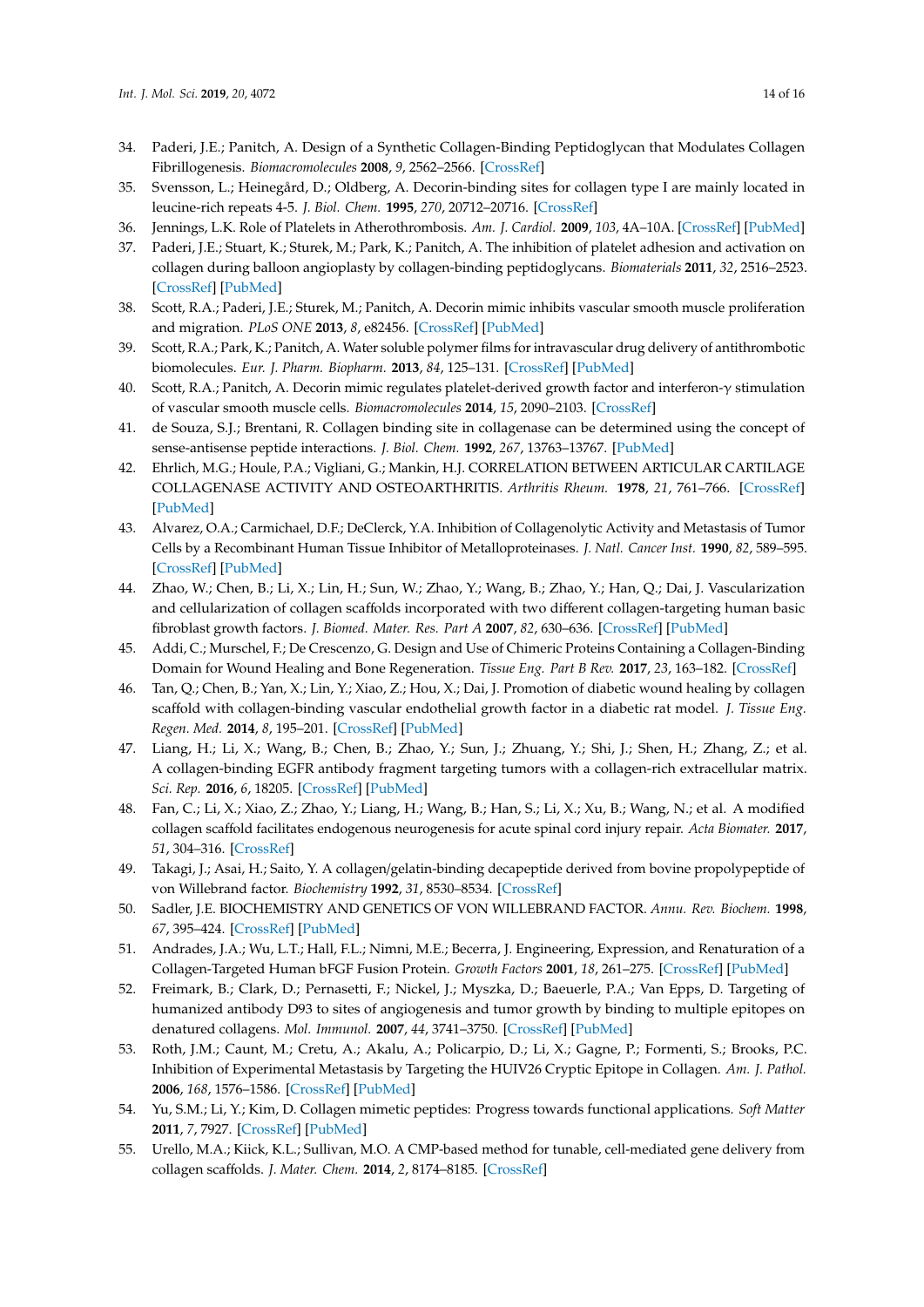34. Paderi, J.E.; Panitch, A. Design of a Synthetic Collagen-Binding Peptidoglycan that Modulates Collagen Fibrillogenesis. *Biomacromolecules* **2008**, *9*, 2562–2566. [CrossRef]
35. Svensson, L.; Heinegård, D.; Oldberg, A. Decorin-binding sites for collagen type I are mainly located in leucine-rich repeats 4-5. *J. Biol. Chem.* **1995**, *270*, 20712–20716. [CrossRef]
36. Jennings, L.K. Role of Platelets in Atherothrombosis. *Am. J. Cardiol.* **2009**, *103*, 4A–10A. [CrossRef] [PubMed]
37. Paderi, J.E.; Stuart, K.; Sturek, M.; Park, K.; Panitch, A. The inhibition of platelet adhesion and activation on collagen during balloon angioplasty by collagen-binding peptidoglycans. *Biomaterials* **2011**, *32*, 2516–2523. [CrossRef] [PubMed]
38. Scott, R.A.; Paderi, J.E.; Sturek, M.; Panitch, A. Decorin mimic inhibits vascular smooth muscle proliferation and migration. *PLoS ONE* **2013**, *8*, e82456. [CrossRef] [PubMed]
39. Scott, R.A.; Park, K.; Panitch, A. Water soluble polymer films for intravascular drug delivery of antithrombotic biomolecules. *Eur. J. Pharm. Biopharm.* **2013**, *84*, 125–131. [CrossRef] [PubMed]
40. Scott, R.A.; Panitch, A. Decorin mimic regulates platelet-derived growth factor and interferon-γ stimulation of vascular smooth muscle cells. *Biomacromolecules* **2014**, *15*, 2090–2103. [CrossRef]
41. de Souza, S.J.; Brentani, R. Collagen binding site in collagenase can be determined using the concept of sense-antisense peptide interactions. *J. Biol. Chem.* **1992**, *267*, 13763–13767. [PubMed]
42. Ehrlich, M.G.; Houle, P.A.; Vigliani, G.; Mankin, H.J. CORRELATION BETWEEN ARTICULAR CARTILAGE COLLAGENASE ACTIVITY AND OSTEOARTHRITIS. *Arthritis Rheum.* **1978**, *21*, 761–766. [CrossRef] [PubMed]
43. Alvarez, O.A.; Carmichael, D.F.; DeClerck, Y.A. Inhibition of Collagenolytic Activity and Metastasis of Tumor Cells by a Recombinant Human Tissue Inhibitor of Metalloproteinases. *J. Natl. Cancer Inst.* **1990**, *82*, 589–595. [CrossRef] [PubMed]
44. Zhao, W.; Chen, B.; Li, X.; Lin, H.; Sun, W.; Zhao, Y.; Wang, B.; Zhao, Y.; Han, Q.; Dai, J. Vascularization and cellularization of collagen scaffolds incorporated with two different collagen-targeting human basic fibroblast growth factors. *J. Biomed. Mater. Res. Part A* **2007**, *82*, 630–636. [CrossRef] [PubMed]
45. Addi, C.; Murschel, F.; De Crescenzo, G. Design and Use of Chimeric Proteins Containing a Collagen-Binding Domain for Wound Healing and Bone Regeneration. *Tissue Eng. Part B Rev.* **2017**, *23*, 163–182. [CrossRef]
46. Tan, Q.; Chen, B.; Yan, X.; Lin, Y.; Xiao, Z.; Hou, X.; Dai, J. Promotion of diabetic wound healing by collagen scaffold with collagen-binding vascular endothelial growth factor in a diabetic rat model. *J. Tissue Eng. Regen. Med.* **2014**, *8*, 195–201. [CrossRef] [PubMed]
47. Liang, H.; Li, X.; Wang, B.; Chen, B.; Zhao, Y.; Sun, J.; Zhuang, Y.; Shi, J.; Shen, H.; Zhang, Z.; et al. A collagen-binding EGFR antibody fragment targeting tumors with a collagen-rich extracellular matrix. *Sci. Rep.* **2016**, *6*, 18205. [CrossRef] [PubMed]
48. Fan, C.; Li, X.; Xiao, Z.; Zhao, Y.; Liang, H.; Wang, B.; Han, S.; Li, X.; Xu, B.; Wang, N.; et al. A modified collagen scaffold facilitates endogenous neurogenesis for acute spinal cord injury repair. *Acta Biomater.* **2017**, *51*, 304–316. [CrossRef]
49. Takagi, J.; Asai, H.; Saito, Y. A collagen/gelatin-binding decapeptide derived from bovine propolypeptide of von Willebrand factor. *Biochemistry* **1992**, *31*, 8530–8534. [CrossRef]
50. Sadler, J.E. BIOCHEMISTRY AND GENETICS OF VON WILLEBRAND FACTOR. *Annu. Rev. Biochem.* **1998**, *67*, 395–424. [CrossRef] [PubMed]
51. Andrades, J.A.; Wu, L.T.; Hall, F.L.; Nimni, M.E.; Becerra, J. Engineering, Expression, and Renaturation of a Collagen-Targeted Human bFGF Fusion Protein. *Growth Factors* **2001**, *18*, 261–275. [CrossRef] [PubMed]
52. Freimark, B.; Clark, D.; Pernasetti, F.; Nickel, J.; Myszka, D.; Baeuerle, P.A.; Van Epps, D. Targeting of humanized antibody D93 to sites of angiogenesis and tumor growth by binding to multiple epitopes on denatured collagens. *Mol. Immunol.* **2007**, *44*, 3741–3750. [CrossRef] [PubMed]
53. Roth, J.M.; Caunt, M.; Cretu, A.; Akalu, A.; Policarpio, D.; Li, X.; Gagne, P.; Formenti, S.; Brooks, P.C. Inhibition of Experimental Metastasis by Targeting the HUIV26 Cryptic Epitope in Collagen. *Am. J. Pathol.* **2006**, *168*, 1576–1586. [CrossRef] [PubMed]
54. Yu, S.M.; Li, Y.; Kim, D. Collagen mimetic peptides: Progress towards functional applications. *Soft Matter* **2011**, *7*, 7927. [CrossRef] [PubMed]
55. Urello, M.A.; Kiick, K.L.; Sullivan, M.O. A CMP-based method for tunable, cell-mediated gene delivery from collagen scaffolds. *J. Mater. Chem.* **2014**, *2*, 8174–8185. [CrossRef]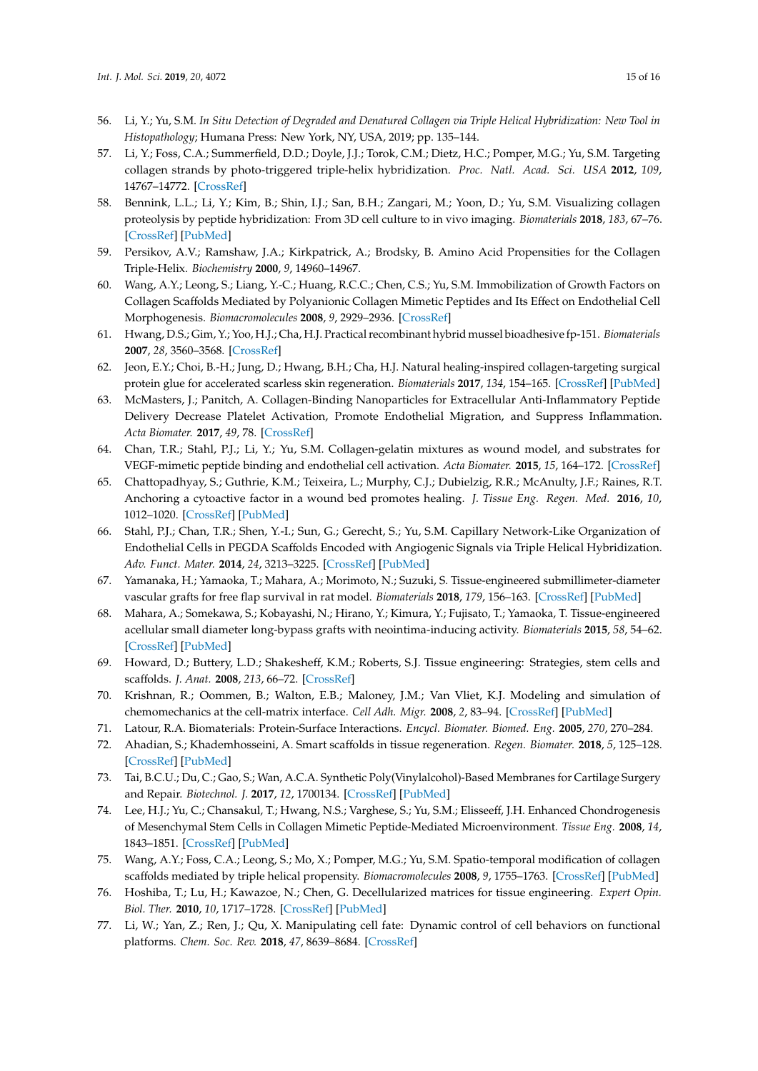56. Li, Y.; Yu, S.M. *In Situ Detection of Degraded and Denatured Collagen via Triple Helical Hybridization: New Tool in Histopathology*; Humana Press: New York, NY, USA, 2019; pp. 135–144.
57. Li, Y.; Foss, C.A.; Summerfield, D.D.; Doyle, J.J.; Torok, C.M.; Dietz, H.C.; Pomper, M.G.; Yu, S.M. Targeting collagen strands by photo-triggered triple-helix hybridization. *Proc. Natl. Acad. Sci. USA* **2012**, *109*, 14767–14772. [CrossRef]
58. Bennink, L.L.; Li, Y.; Kim, B.; Shin, I.J.; San, B.H.; Zangari, M.; Yoon, D.; Yu, S.M. Visualizing collagen proteolysis by peptide hybridization: From 3D cell culture to in vivo imaging. *Biomaterials* **2018**, *183*, 67–76. [CrossRef] [PubMed]
59. Persikov, A.V.; Ramshaw, J.A.; Kirkpatrick, A.; Brodsky, B. Amino Acid Propensities for the Collagen Triple-Helix. *Biochemistry* **2000**, *9*, 14960–14967.
60. Wang, A.Y.; Leong, S.; Liang, Y.-C.; Huang, R.C.C.; Chen, C.S.; Yu, S.M. Immobilization of Growth Factors on Collagen Scaffolds Mediated by Polyanionic Collagen Mimetic Peptides and Its Effect on Endothelial Cell Morphogenesis. *Biomacromolecules* **2008**, *9*, 2929–2936. [CrossRef]
61. Hwang, D.S.; Gim, Y.; Yoo, H.J.; Cha, H.J. Practical recombinant hybrid mussel bioadhesive fp-151. *Biomaterials* **2007**, *28*, 3560–3568. [CrossRef]
62. Jeon, E.Y.; Choi, B.-H.; Jung, D.; Hwang, B.H.; Cha, H.J. Natural healing-inspired collagen-targeting surgical protein glue for accelerated scarless skin regeneration. *Biomaterials* **2017**, *134*, 154–165. [CrossRef] [PubMed]
63. McMasters, J.; Panitch, A. Collagen-Binding Nanoparticles for Extracellular Anti-Inflammatory Peptide Delivery Decrease Platelet Activation, Promote Endothelial Migration, and Suppress Inflammation. *Acta Biomater.* **2017**, *49*, 78. [CrossRef]
64. Chan, T.R.; Stahl, P.J.; Li, Y.; Yu, S.M. Collagen-gelatin mixtures as wound model, and substrates for VEGF-mimetic peptide binding and endothelial cell activation. *Acta Biomater.* **2015**, *15*, 164–172. [CrossRef]
65. Chattopadhyay, S.; Guthrie, K.M.; Teixeira, L.; Murphy, C.J.; Dubielzig, R.R.; McAnulty, J.F.; Raines, R.T. Anchoring a cytoactive factor in a wound bed promotes healing. *J. Tissue Eng. Regen. Med.* **2016**, *10*, 1012–1020. [CrossRef] [PubMed]
66. Stahl, P.J.; Chan, T.R.; Shen, Y.-I.; Sun, G.; Gerecht, S.; Yu, S.M. Capillary Network-Like Organization of Endothelial Cells in PEGDA Scaffolds Encoded with Angiogenic Signals via Triple Helical Hybridization. *Adv. Funct. Mater.* **2014**, *24*, 3213–3225. [CrossRef] [PubMed]
67. Yamanaka, H.; Yamaoka, T.; Mahara, A.; Morimoto, N.; Suzuki, S. Tissue-engineered submillimeter-diameter vascular grafts for free flap survival in rat model. *Biomaterials* **2018**, *179*, 156–163. [CrossRef] [PubMed]
68. Mahara, A.; Somekawa, S.; Kobayashi, N.; Hirano, Y.; Kimura, Y.; Fujisato, T.; Yamaoka, T. Tissue-engineered acellular small diameter long-bypass grafts with neointima-inducing activity. *Biomaterials* **2015**, *58*, 54–62. [CrossRef] [PubMed]
69. Howard, D.; Buttery, L.D.; Shakesheff, K.M.; Roberts, S.J. Tissue engineering: Strategies, stem cells and scaffolds. *J. Anat.* **2008**, *213*, 66–72. [CrossRef]
70. Krishnan, R.; Oommen, B.; Walton, E.B.; Maloney, J.M.; Van Vliet, K.J. Modeling and simulation of chemomechanics at the cell-matrix interface. *Cell Adh. Migr.* **2008**, *2*, 83–94. [CrossRef] [PubMed]
71. Latour, R.A. Biomaterials: Protein-Surface Interactions. *Encycl. Biomater. Biomed. Eng.* **2005**, *270*, 270–284.
72. Ahadian, S.; Khademhosseini, A. Smart scaffolds in tissue regeneration. *Regen. Biomater.* **2018**, *5*, 125–128. [CrossRef] [PubMed]
73. Tai, B.C.U.; Du, C.; Gao, S.; Wan, A.C.A. Synthetic Poly(Vinylalcohol)-Based Membranes for Cartilage Surgery and Repair. *Biotechnol. J.* **2017**, *12*, 1700134. [CrossRef] [PubMed]
74. Lee, H.J.; Yu, C.; Chansakul, T.; Hwang, N.S.; Varghese, S.; Yu, S.M.; Elisseeff, J.H. Enhanced Chondrogenesis of Mesenchymal Stem Cells in Collagen Mimetic Peptide-Mediated Microenvironment. *Tissue Eng.* **2008**, *14*, 1843–1851. [CrossRef] [PubMed]
75. Wang, A.Y.; Foss, C.A.; Leong, S.; Mo, X.; Pomper, M.G.; Yu, S.M. Spatio-temporal modification of collagen scaffolds mediated by triple helical propensity. *Biomacromolecules* **2008**, *9*, 1755–1763. [CrossRef] [PubMed]
76. Hoshiba, T.; Lu, H.; Kawazoe, N.; Chen, G. Decellularized matrices for tissue engineering. *Expert Opin. Biol. Ther.* **2010**, *10*, 1717–1728. [CrossRef] [PubMed]
77. Li, W.; Yan, Z.; Ren, J.; Qu, X. Manipulating cell fate: Dynamic control of cell behaviors on functional platforms. *Chem. Soc. Rev.* **2018**, *47*, 8639–8684. [CrossRef]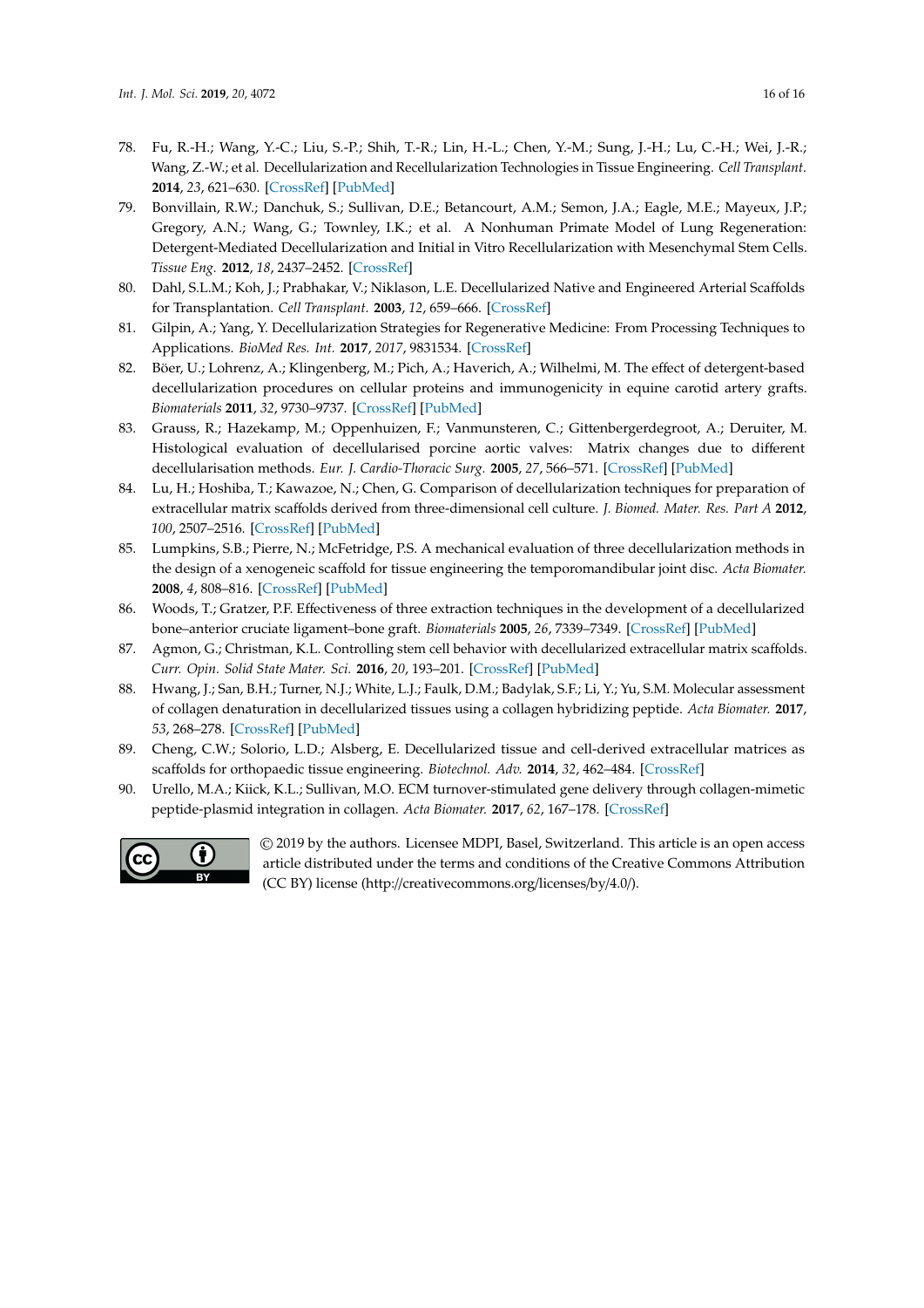78. Fu, R.-H.; Wang, Y.-C.; Liu, S.-P.; Shih, T.-R.; Lin, H.-L.; Chen, Y.-M.; Sung, J.-H.; Lu, C.-H.; Wei, J.-R.; Wang, Z.-W.; et al. Decellularization and Recellularization Technologies in Tissue Engineering. *Cell Transplant.* **2014**, *23*, 621–630. [CrossRef] [PubMed]
79. Bonvillain, R.W.; Danchuk, S.; Sullivan, D.E.; Betancourt, A.M.; Semon, J.A.; Eagle, M.E.; Mayeux, J.P.; Gregory, A.N.; Wang, G.; Townley, I.K.; et al. A Nonhuman Primate Model of Lung Regeneration: Detergent-Mediated Decellularization and Initial in Vitro Recellularization with Mesenchymal Stem Cells. *Tissue Eng.* **2012**, *18*, 2437–2452. [CrossRef]
80. Dahl, S.L.M.; Koh, J.; Prabhakar, V.; Niklason, L.E. Decellularized Native and Engineered Arterial Scaffolds for Transplantation. *Cell Transplant.* **2003**, *12*, 659–666. [CrossRef]
81. Gilpin, A.; Yang, Y. Decellularization Strategies for Regenerative Medicine: From Processing Techniques to Applications. *BioMed Res. Int.* **2017**, *2017*, 9831534. [CrossRef]
82. Böer, U.; Lohrenz, A.; Klingenberg, M.; Pich, A.; Haverich, A.; Wilhelmi, M. The effect of detergent-based decellularization procedures on cellular proteins and immunogenicity in equine carotid artery grafts. *Biomaterials* **2011**, *32*, 9730–9737. [CrossRef] [PubMed]
83. Grauss, R.; Hazekamp, M.; Oppenhuizen, F.; Vanmunsteren, C.; Gittenbergerdegroot, A.; Deruiter, M. Histological evaluation of decellularised porcine aortic valves: Matrix changes due to different decellularisation methods. *Eur. J. Cardio-Thoracic Surg.* **2005**, *27*, 566–571. [CrossRef] [PubMed]
84. Lu, H.; Hoshiba, T.; Kawazoe, N.; Chen, G. Comparison of decellularization techniques for preparation of extracellular matrix scaffolds derived from three-dimensional cell culture. *J. Biomed. Mater. Res. Part A* **2012**, *100*, 2507–2516. [CrossRef] [PubMed]
85. Lumpkins, S.B.; Pierre, N.; McFetridge, P.S. A mechanical evaluation of three decellularization methods in the design of a xenogeneic scaffold for tissue engineering the temporomandibular joint disc. *Acta Biomater.* **2008**, *4*, 808–816. [CrossRef] [PubMed]
86. Woods, T.; Gratzer, P.F. Effectiveness of three extraction techniques in the development of a decellularized bone–anterior cruciate ligament–bone graft. *Biomaterials* **2005**, *26*, 7339–7349. [CrossRef] [PubMed]
87. Agmon, G.; Christman, K.L. Controlling stem cell behavior with decellularized extracellular matrix scaffolds. *Curr. Opin. Solid State Mater. Sci.* **2016**, *20*, 193–201. [CrossRef] [PubMed]
88. Hwang, J.; San, B.H.; Turner, N.J.; White, L.J.; Faulk, D.M.; Badylak, S.F.; Li, Y.; Yu, S.M. Molecular assessment of collagen denaturation in decellularized tissues using a collagen hybridizing peptide. *Acta Biomater.* **2017**, *53*, 268–278. [CrossRef] [PubMed]
89. Cheng, C.W.; Solorio, L.D.; Alsberg, E. Decellularized tissue and cell-derived extracellular matrices as scaffolds for orthopaedic tissue engineering. *Biotechnol. Adv.* **2014**, *32*, 462–484. [CrossRef]
90. Urello, M.A.; Kiick, K.L.; Sullivan, M.O. ECM turnover-stimulated gene delivery through collagen-mimetic peptide-plasmid integration in collagen. *Acta Biomater.* **2017**, *62*, 167–178. [CrossRef]

© 2019 by the authors. Licensee MDPI, Basel, Switzerland. This article is an open access article distributed under the terms and conditions of the Creative Commons Attribution (CC BY) license (http://creativecommons.org/licenses/by/4.0/).